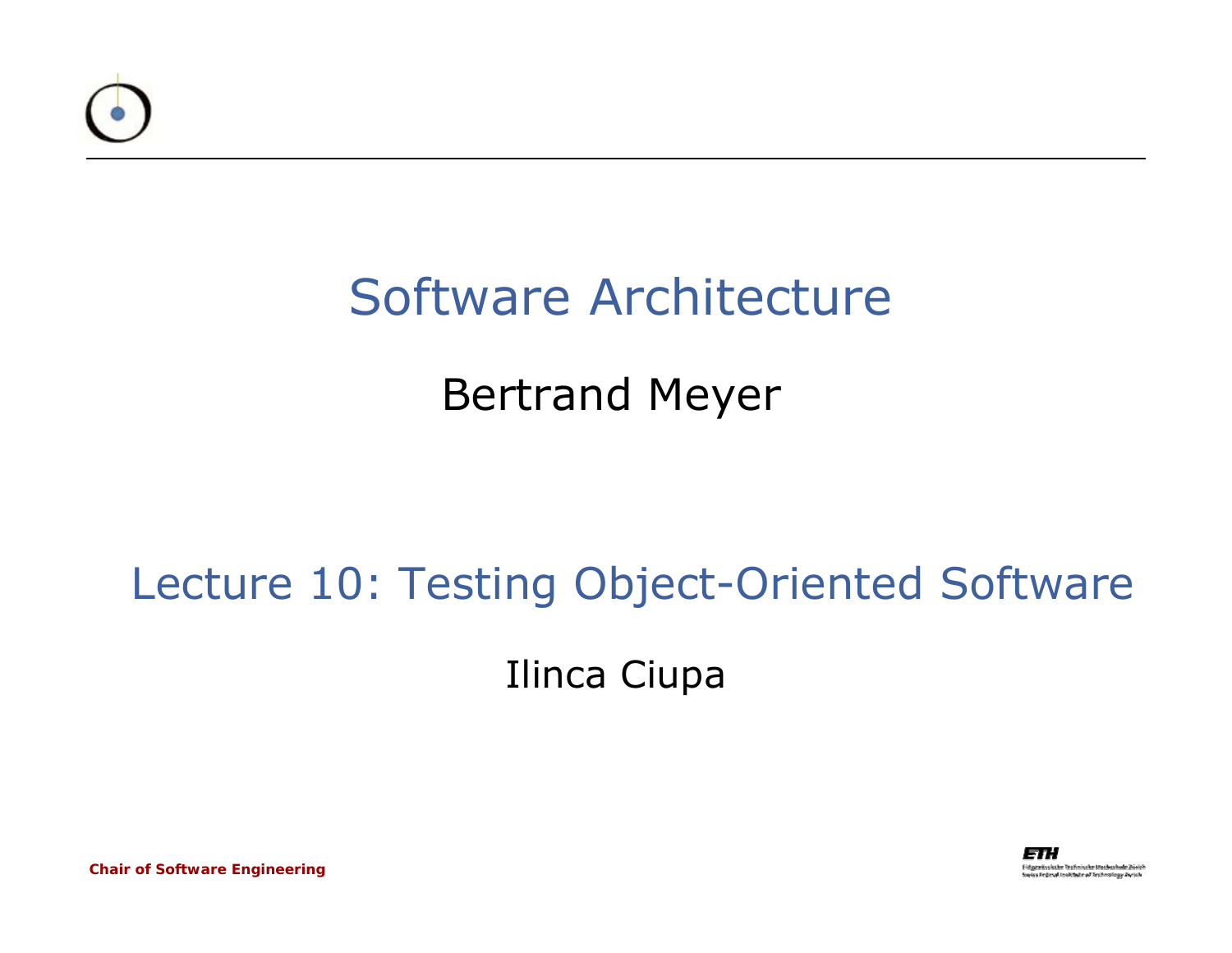# Software Architecture

Bertrand Meyer

## Lecture 10: Testing Object-Oriented Software

Ilinca Ciupa

**Chair of Software Engineering**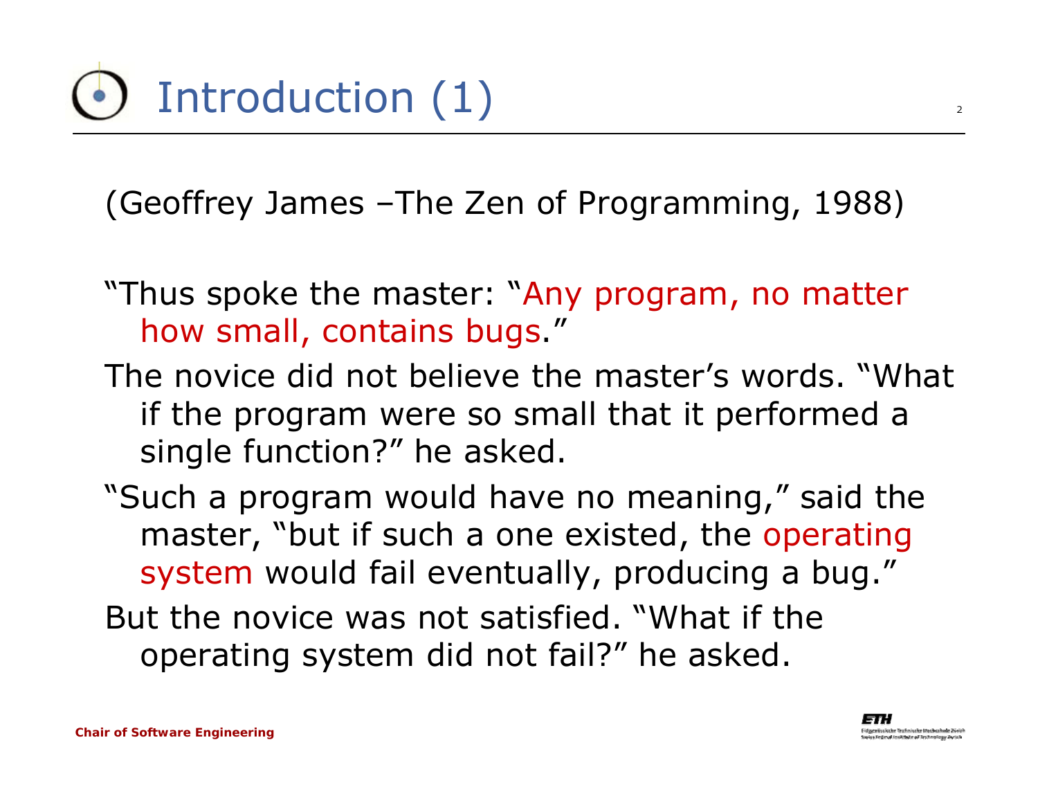# Introduction (1)

(Geoffrey James –The Zen of Programming, 1988)

"Thus spoke the master: "Any program, no matter how small, contains bugs."

The novice did not believe the master's words. "What if the program were so small that it performed a single function?" he asked.

"Such a program would have no meaning," said the master, "but if such a one existed, the operating system would fail eventually, producing a bug."

But the novice was not satisfied. "What if the operating system did not fail?" he asked.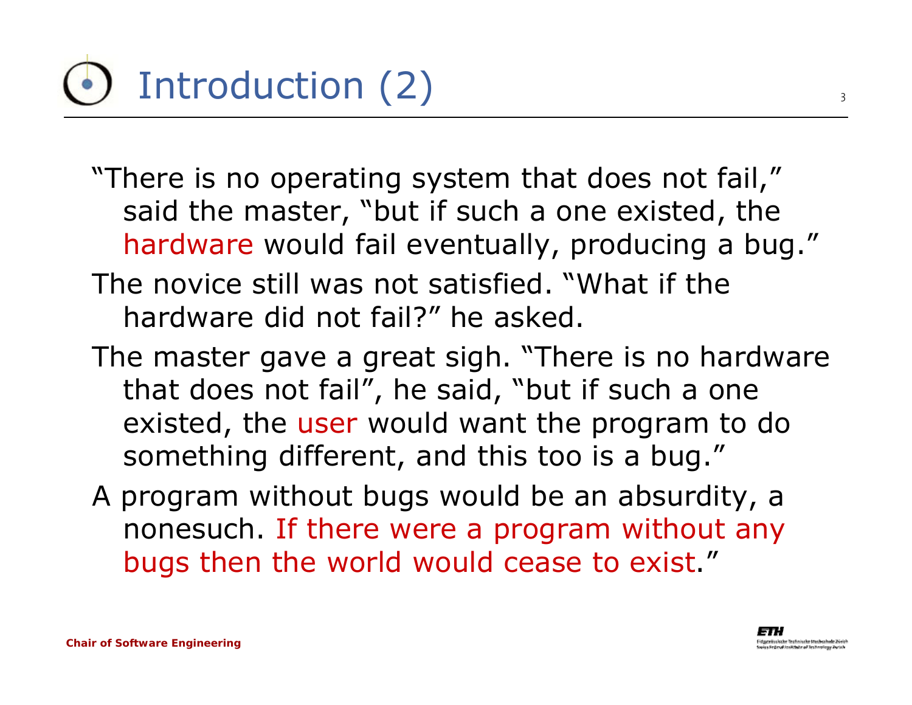# Introduction (2)

"There is no operating system that does not fail," said the master, "but if such a one existed, the hardware would fail eventually, producing a bug."

The novice still was not satisfied. "What if the hardware did not fail?" he asked.

The master gave a great sigh. "There is no hardware that does not fail", he said, "but if such a one existed, the user would want the program to do something different, and this too is a bug."

A program without bugs would be an absurdity, a nonesuch. If there were a program without any bugs then the world would cease to exist."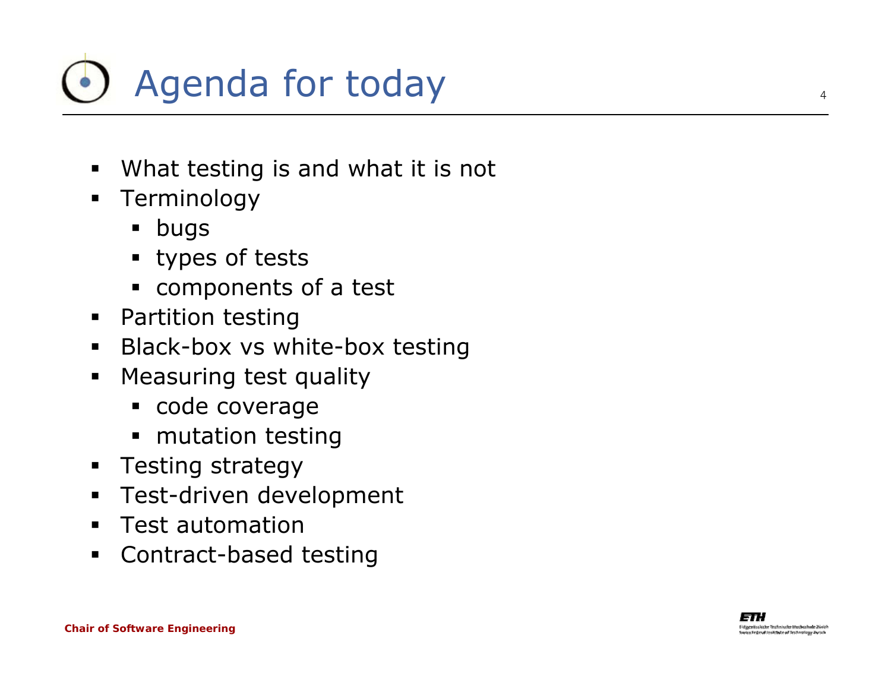# Agenda for today

- What testing is and what it is not
- Terminology
  - bugs
  - types of tests
  - components of a test
- Partition testing
- Black-box vs white-box testing
- Measuring test quality
  - code coverage
  - mutation testing
- Testing strategy
- Test-driven development
- Test automation
- Contract-based testing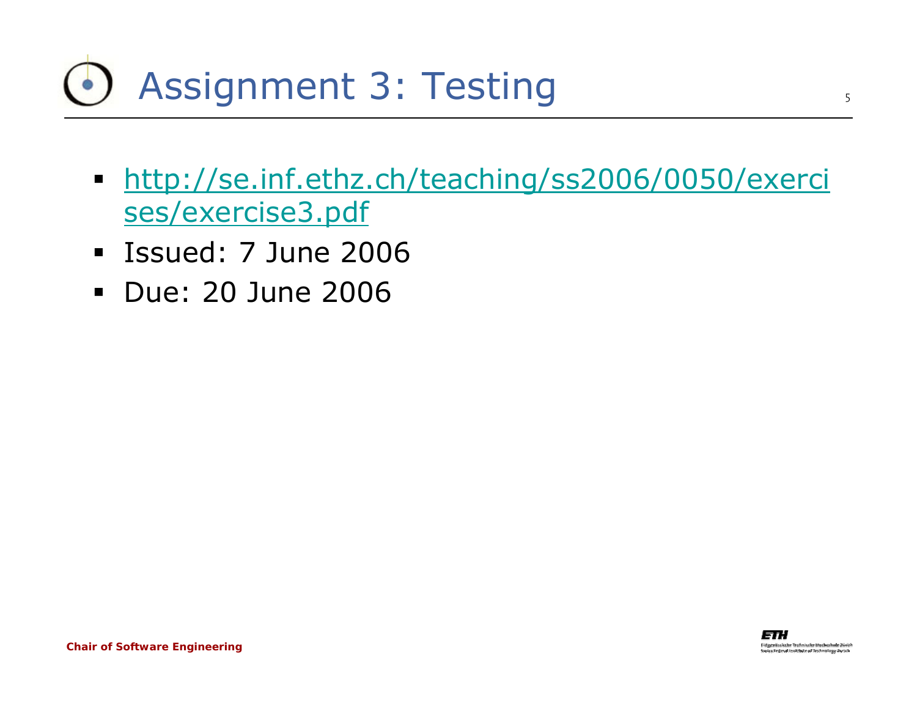# Assignment 3: Testing

- [http://se.inf.ethz.ch/teaching/ss2006/0050/exercises/exercise3.pdf](http://se.inf.ethz.ch/teaching/ss2006/0050/exercises/exercise3.pdf)
- Issued: 7 June 2006
- Due: 20 June 2006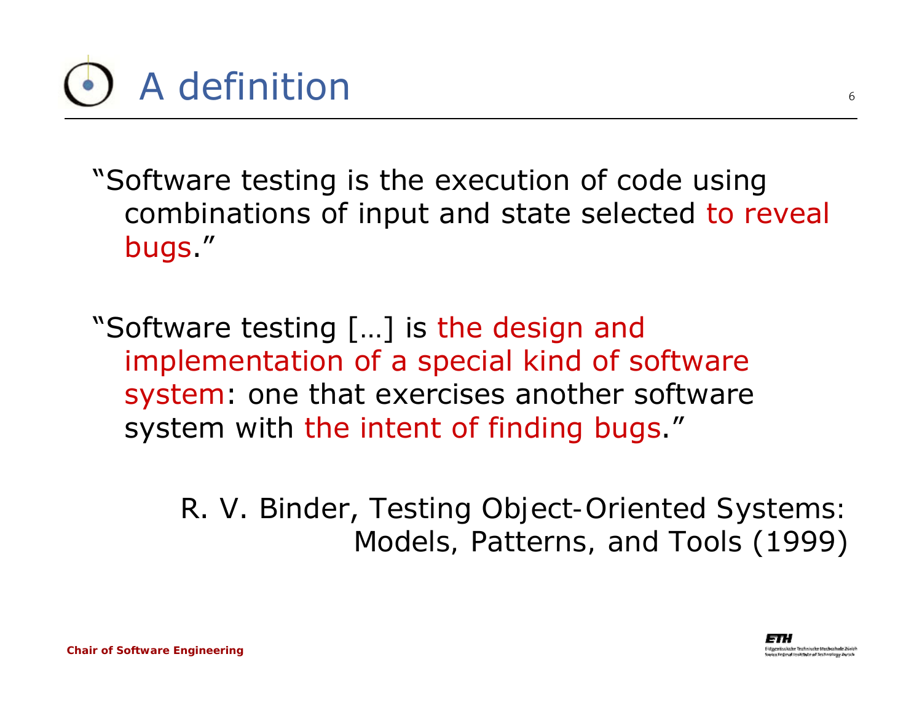# A definition

"Software testing is the execution of code using combinations of input and state selected to reveal bugs."

"Software testing […] is the design and implementation of a special kind of software system: one that exercises another software system with the intent of finding bugs."

R. V. Binder, Testing Object-Oriented Systems: Models, Patterns, and Tools (1999)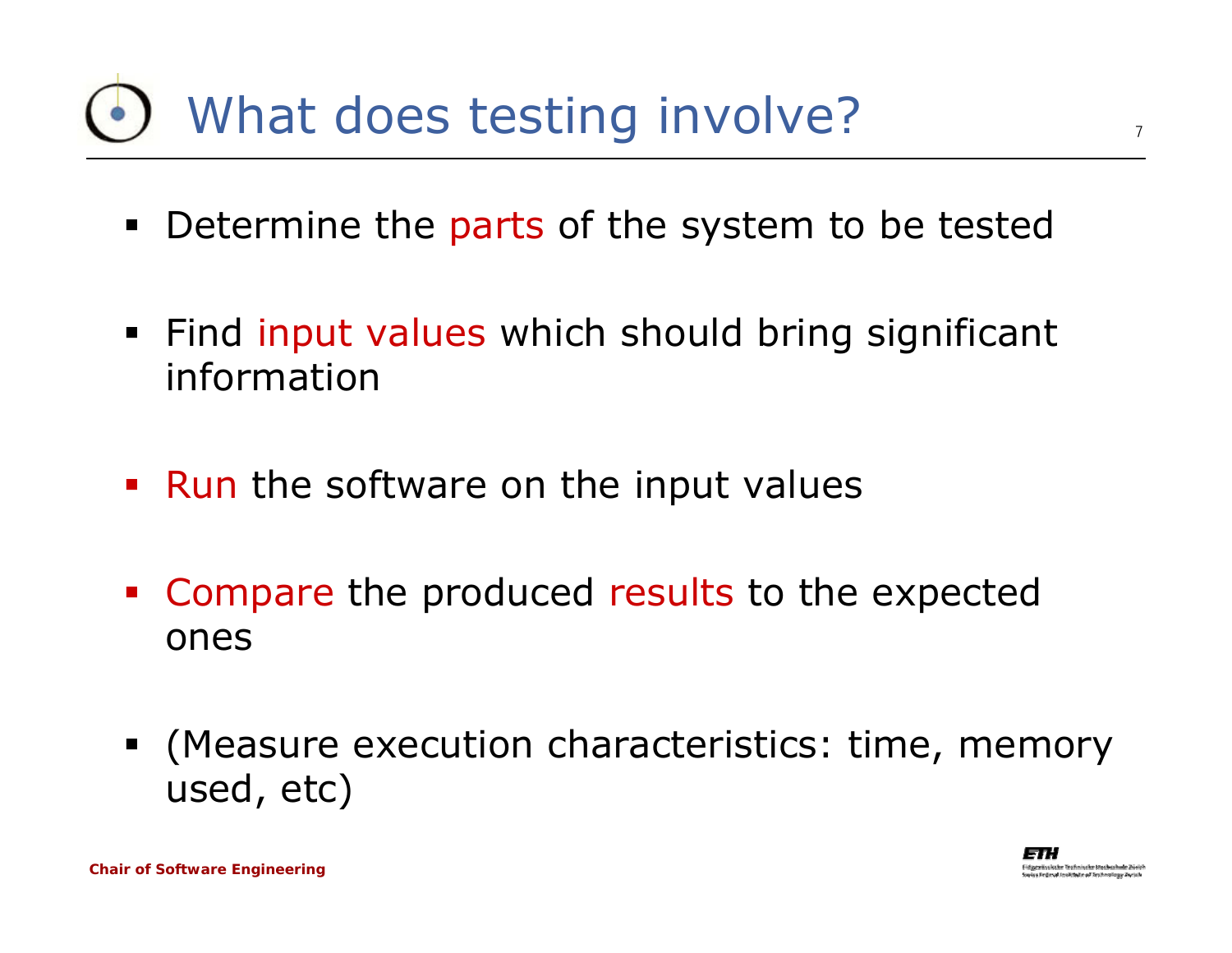# What does testing involve?

- Determine the parts of the system to be tested
- Find input values which should bring significant information
- Run the software on the input values
- Compare the produced results to the expected ones
- (Measure execution characteristics: time, memory used, etc)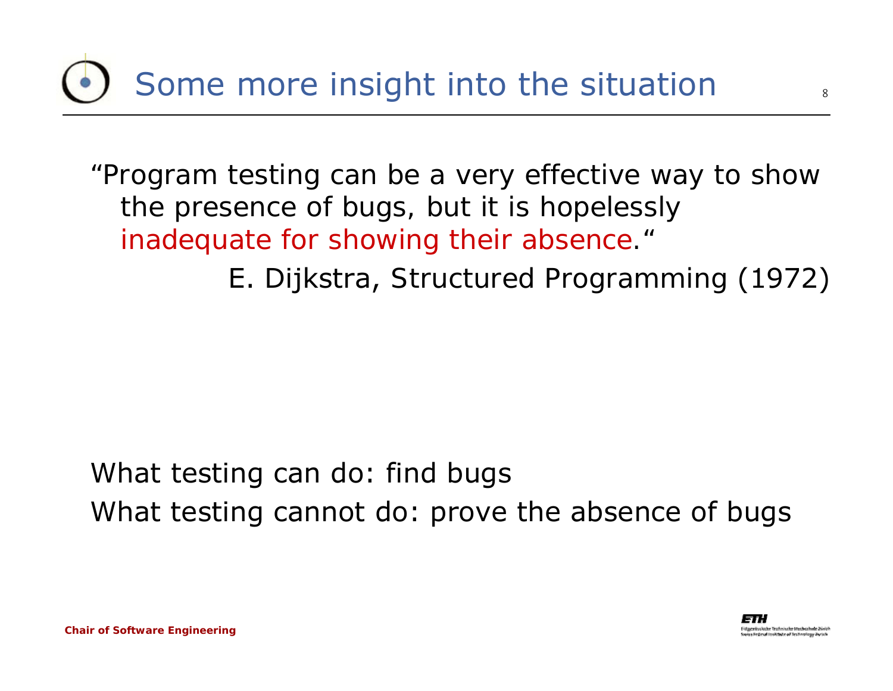# Some more insight into the situation

"Program testing can be a very effective way to show the presence of bugs, but it is hopelessly inadequate for showing their absence."

E. Dijkstra, Structured Programming (1972)

What testing can do: find bugs

What testing cannot do: prove the absence of bugs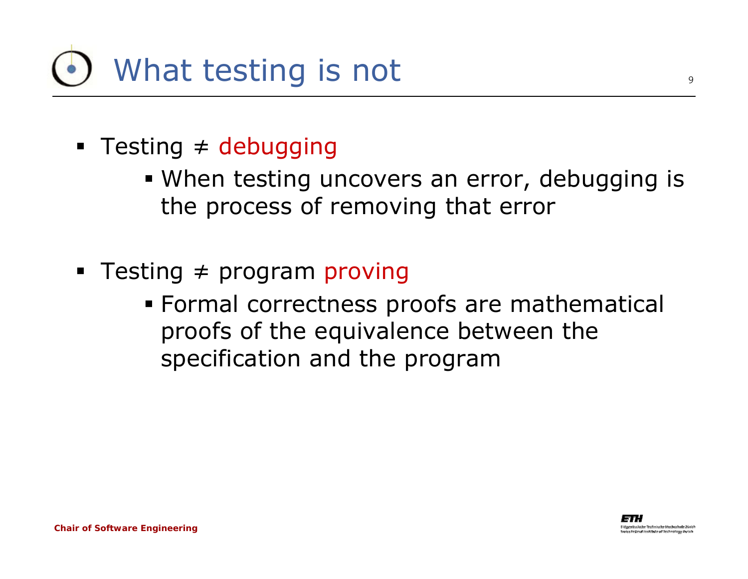# What testing is not

- Testing ≠ debugging
  - When testing uncovers an error, debugging is the process of removing that error

- Testing ≠ program proving
  - Formal correctness proofs are mathematical proofs of the equivalence between the specification and the program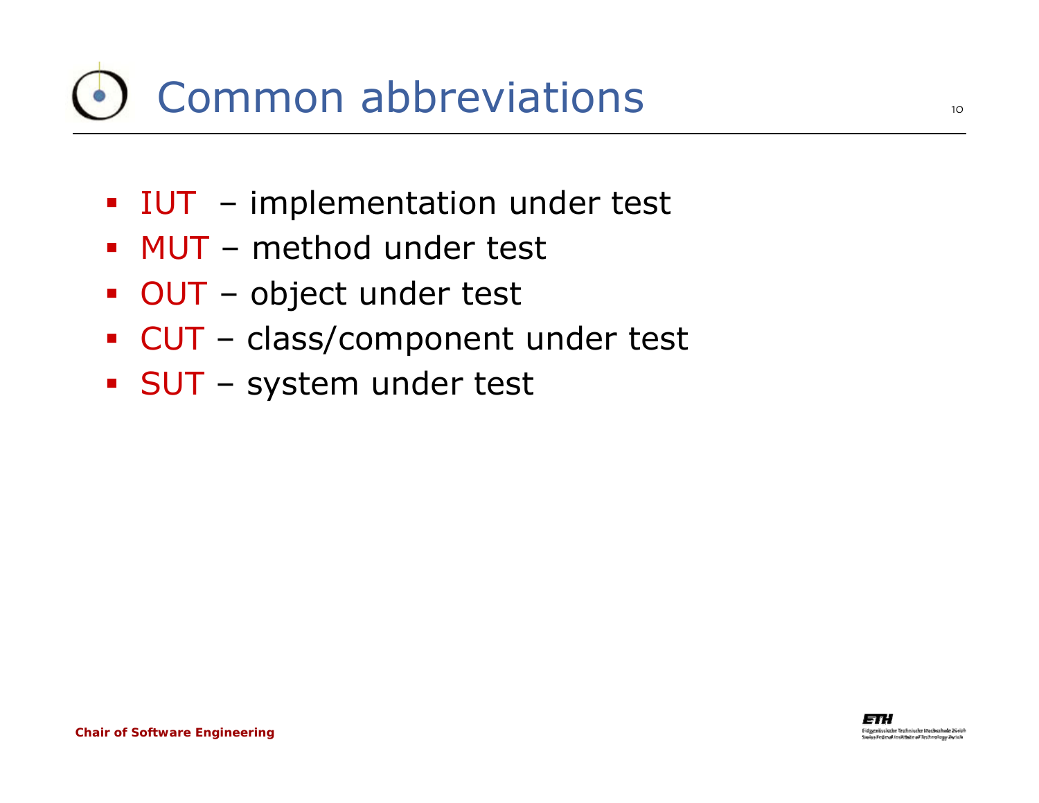# Common abbreviations

- IUT – implementation under test
- MUT – method under test
- OUT – object under test
- CUT – class/component under test
- SUT – system under test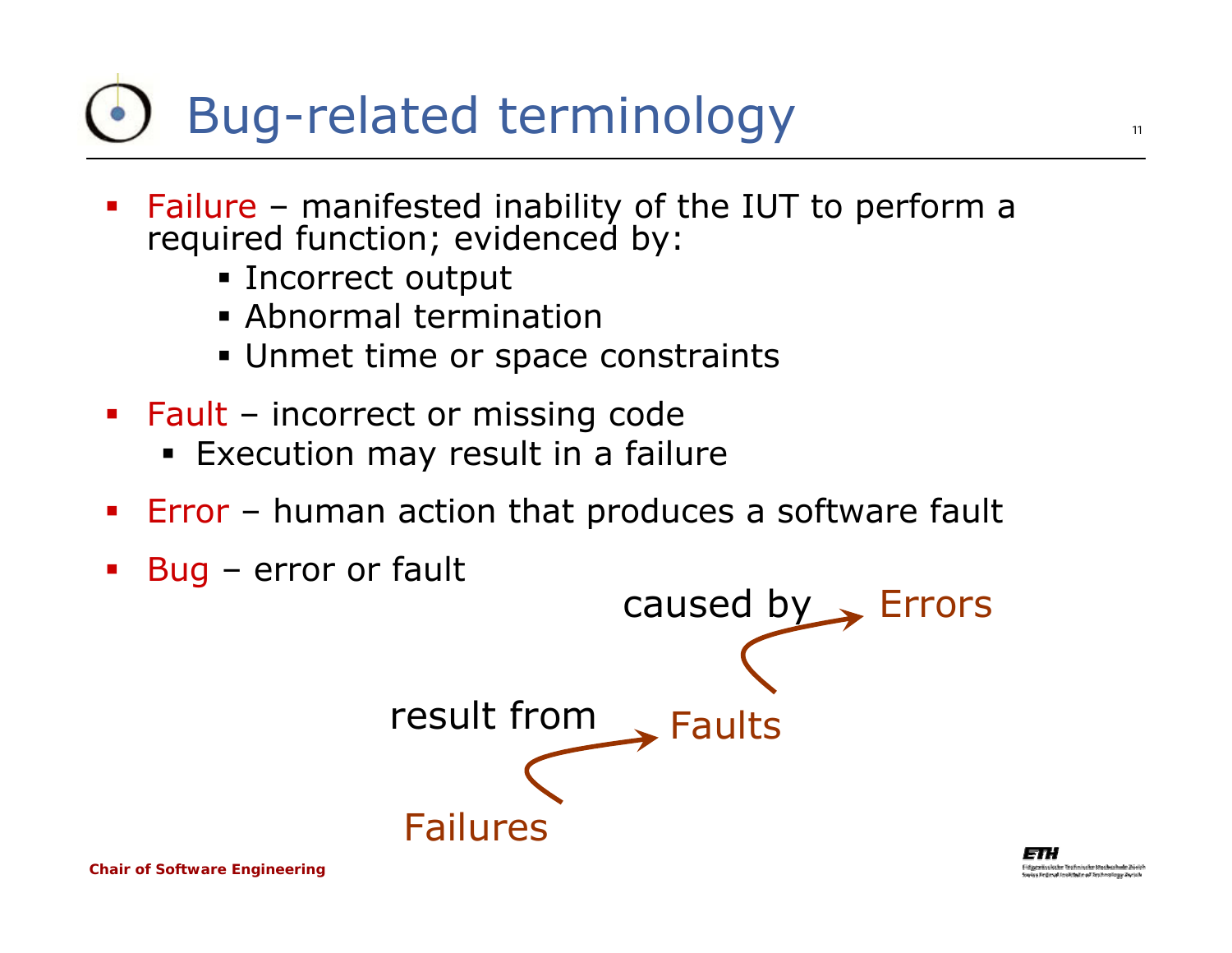# Bug-related terminology

- Failure – manifested inability of the IUT to perform a required function; evidenced by:
  - Incorrect output
  - Abnormal termination
  - Unmet time or space constraints
- Fault – incorrect or missing code
  - Execution may result in a failure
- Error – human action that produces a software fault
- Bug – error or fault

Failures result from Faults caused by Errors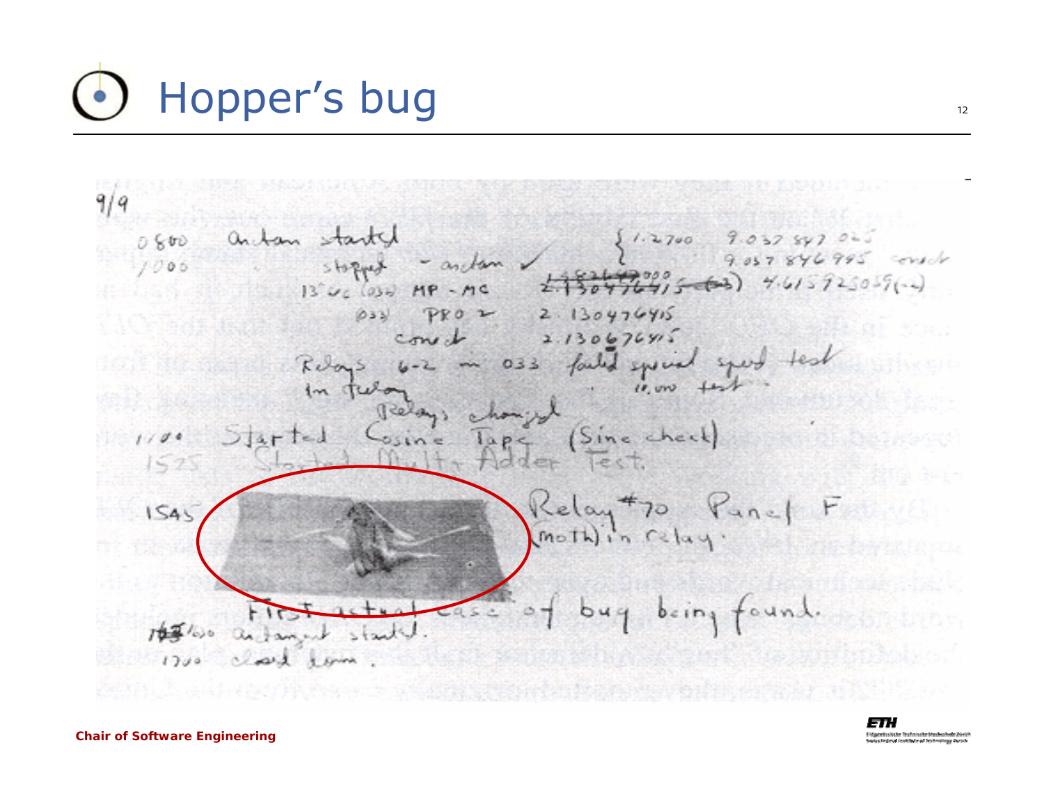# Hopper’s bug

9/9

0800 Antan started

1000 " stopped - antan ✓ { 1.2700 9.037 847 025 / 9.037 846 995 const

13" uc (033) MP - MC 1.982147000 / 2.130476415 (-3) 4.615925059(-2)

(033) PRO 2 2.130476415

const 2.130676415

Relays 6-2 in 033 failed special speed test

In relay " 10,000 test.

Relays changed

1100 Started Cosine Tape (Sine check)

1525 Started Mult + Adder Test.

1545 Relay #70 Panel F (moth) in relay.

First actual case of bug being found.

1630 antangent started.

1700 closed down.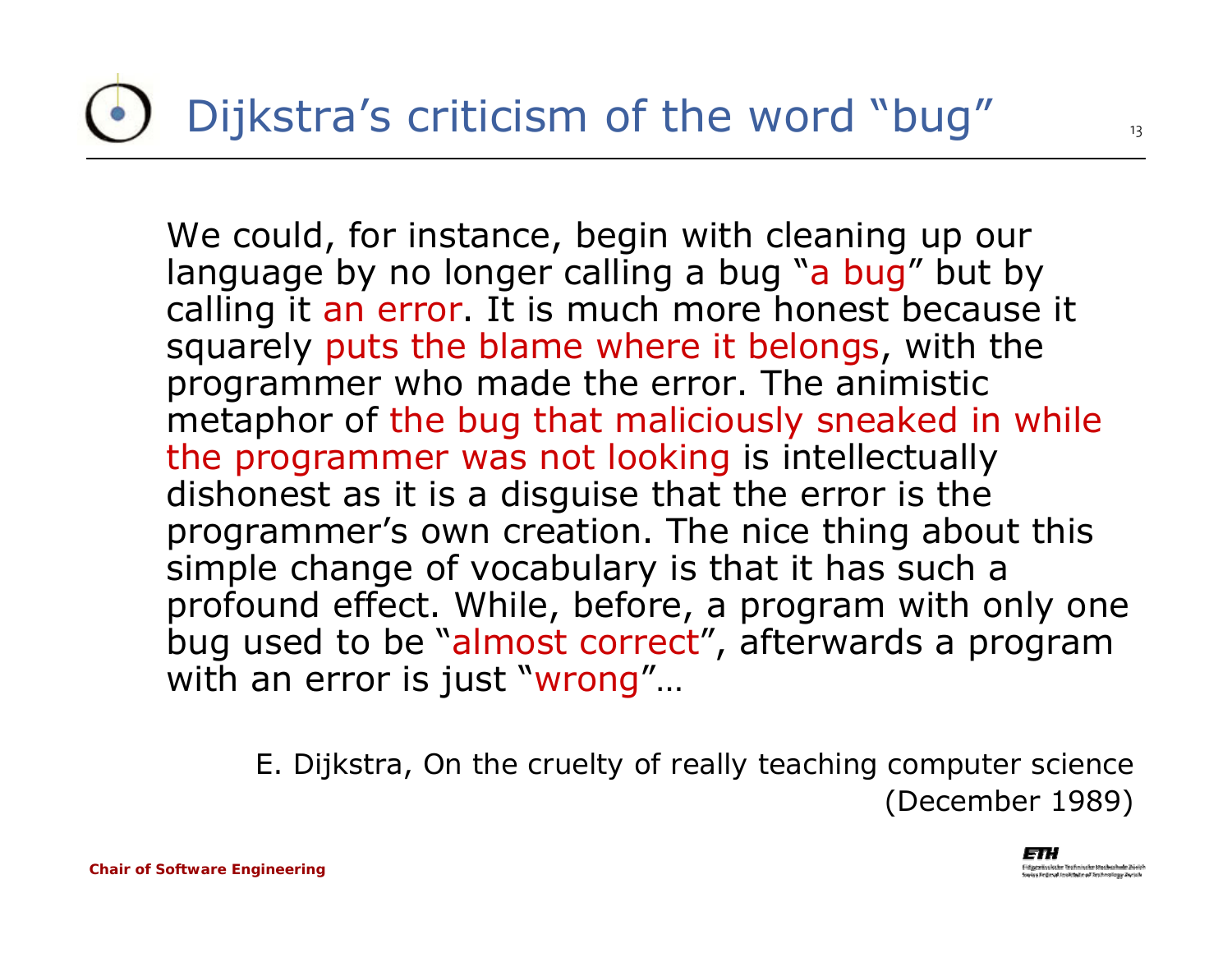# Dijkstra's criticism of the word "bug"

We could, for instance, begin with cleaning up our language by no longer calling a bug "a bug" but by calling it an error. It is much more honest because it squarely puts the blame where it belongs, with the programmer who made the error. The animistic metaphor of the bug that maliciously sneaked in while the programmer was not looking is intellectually dishonest as it is a disguise that the error is the programmer's own creation. The nice thing about this simple change of vocabulary is that it has such a profound effect. While, before, a program with only one bug used to be "almost correct", afterwards a program with an error is just "wrong"…

E. Dijkstra, On the cruelty of really teaching computer science (December 1989)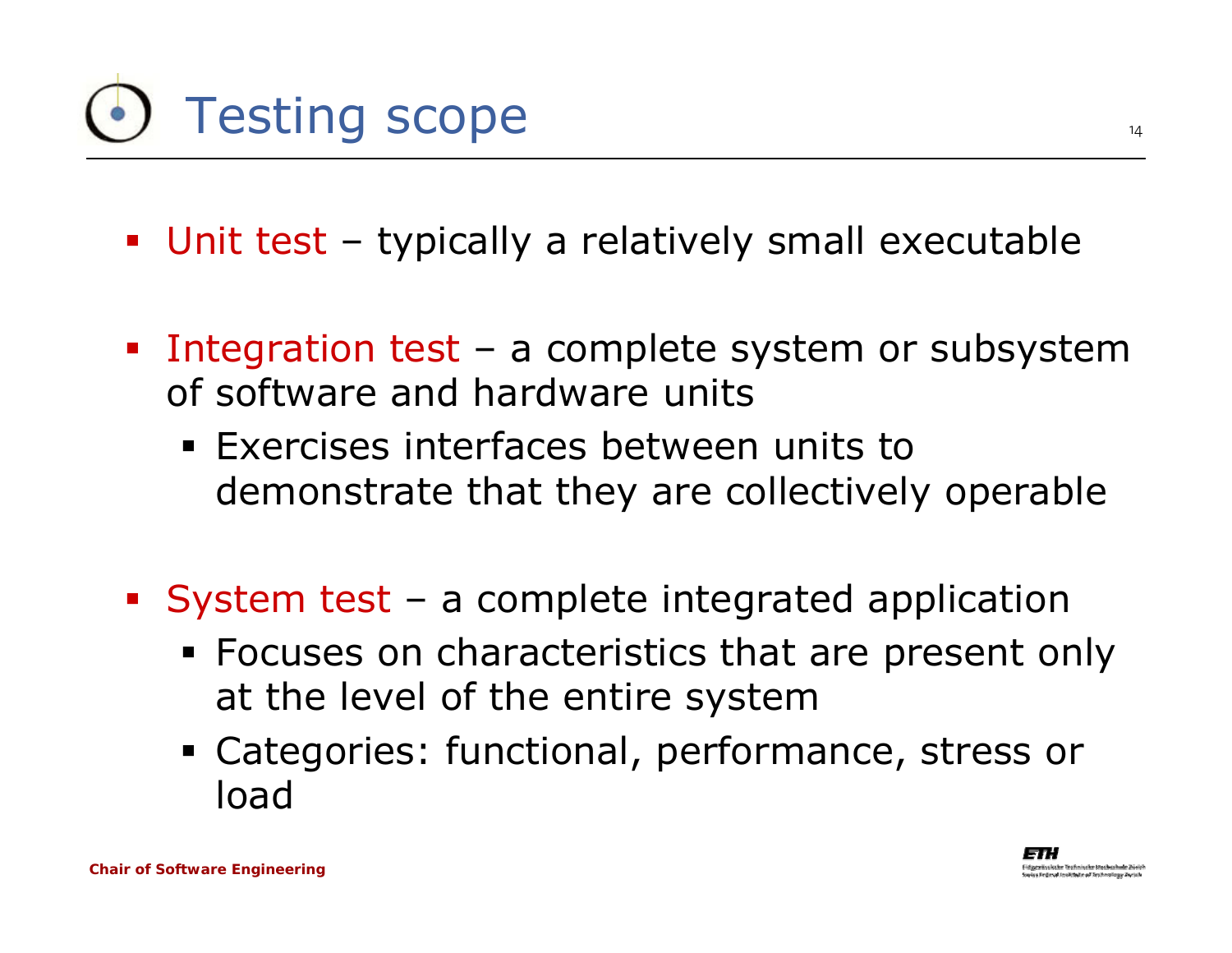# Testing scope

- Unit test – typically a relatively small executable
- Integration test – a complete system or subsystem of software and hardware units
  - Exercises interfaces between units to demonstrate that they are collectively operable
- System test – a complete integrated application
  - Focuses on characteristics that are present only at the level of the entire system
  - Categories: functional, performance, stress or load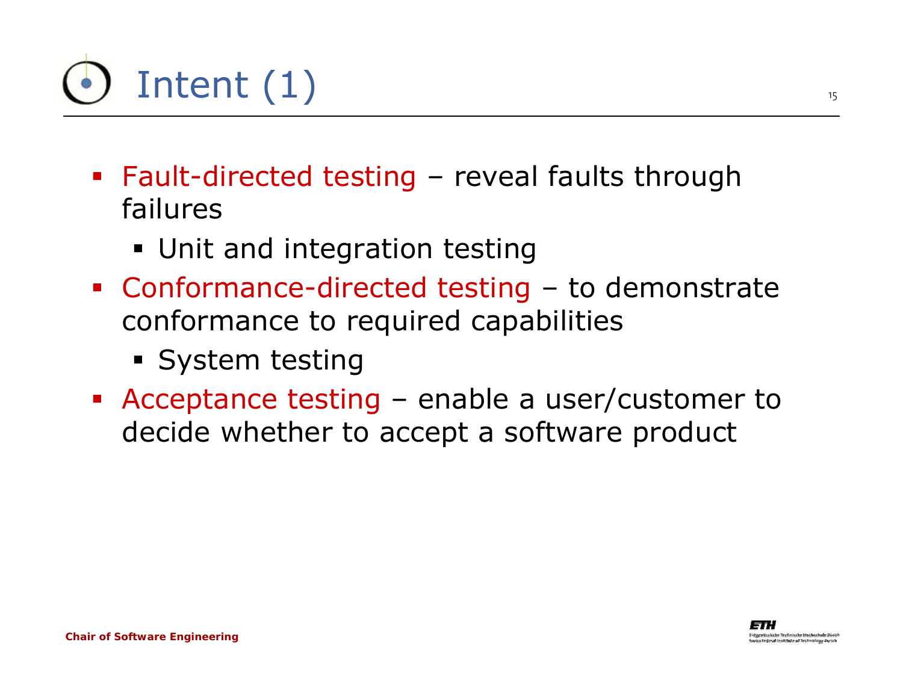# Intent (1)

- Fault-directed testing – reveal faults through failures
  - Unit and integration testing
- Conformance-directed testing – to demonstrate conformance to required capabilities
  - System testing
- Acceptance testing – enable a user/customer to decide whether to accept a software product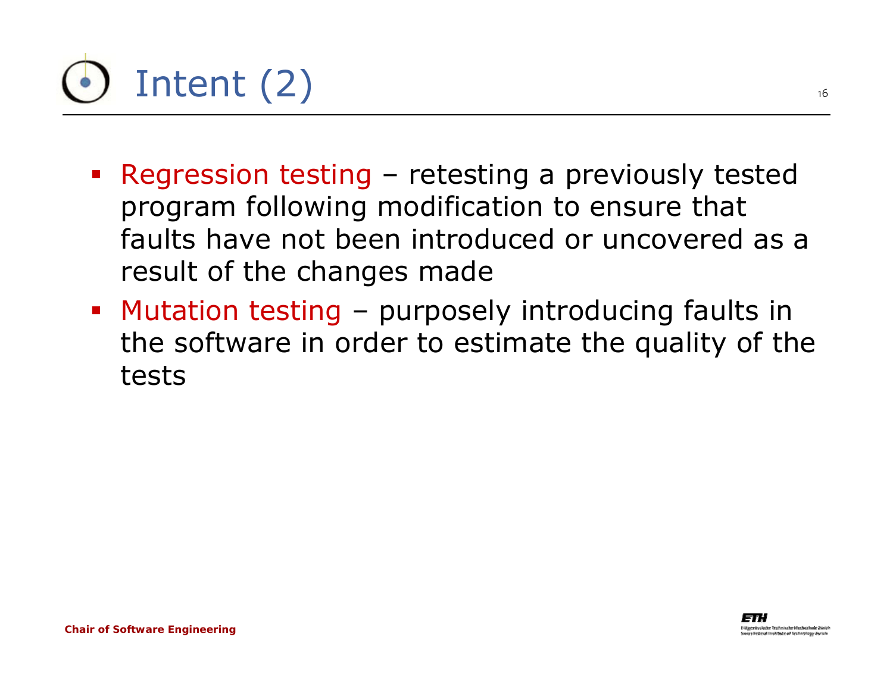# Intent (2)

- Regression testing – retesting a previously tested program following modification to ensure that faults have not been introduced or uncovered as a result of the changes made
- Mutation testing – purposely introducing faults in the software in order to estimate the quality of the tests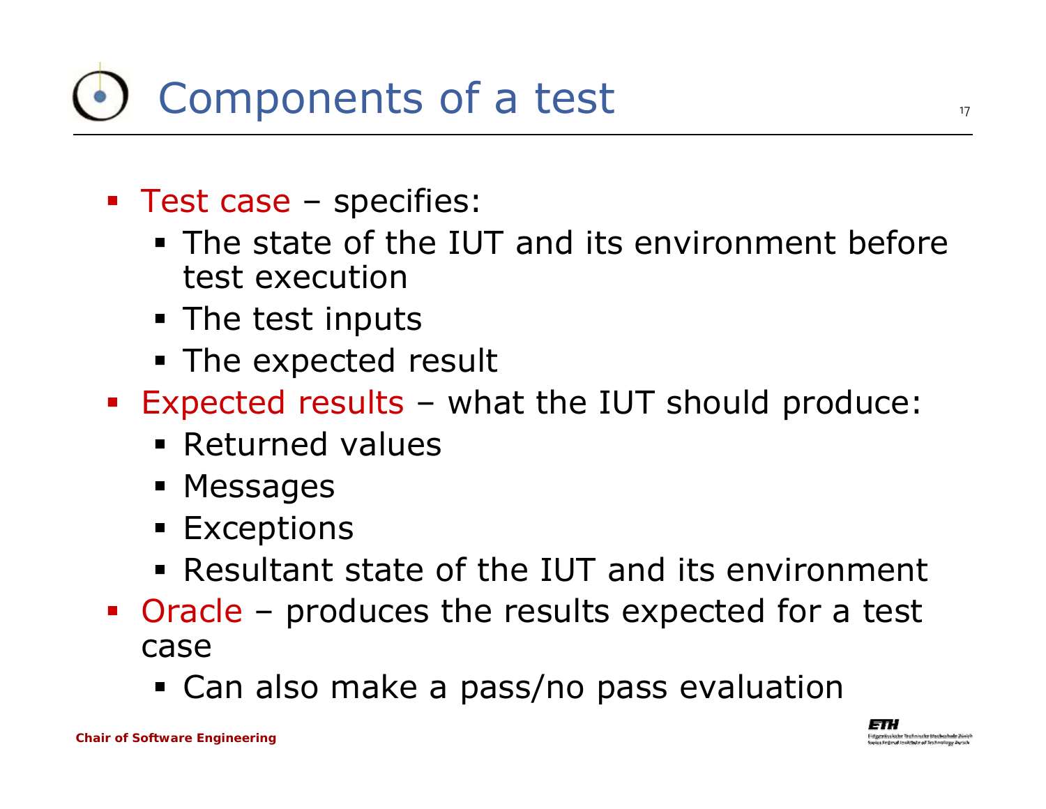# Components of a test

- Test case – specifies:
  - The state of the IUT and its environment before test execution
  - The test inputs
  - The expected result
- Expected results – what the IUT should produce:
  - Returned values
  - Messages
  - Exceptions
  - Resultant state of the IUT and its environment
- Oracle – produces the results expected for a test case
  - Can also make a pass/no pass evaluation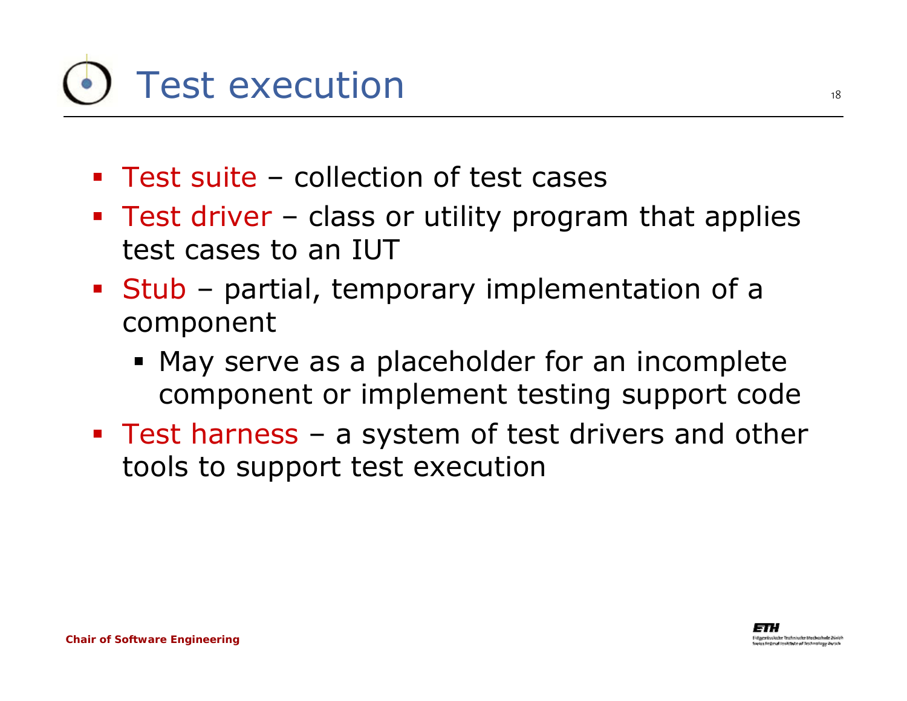# Test execution

- Test suite – collection of test cases
- Test driver – class or utility program that applies test cases to an IUT
- Stub – partial, temporary implementation of a component
  - May serve as a placeholder for an incomplete component or implement testing support code
- Test harness – a system of test drivers and other tools to support test execution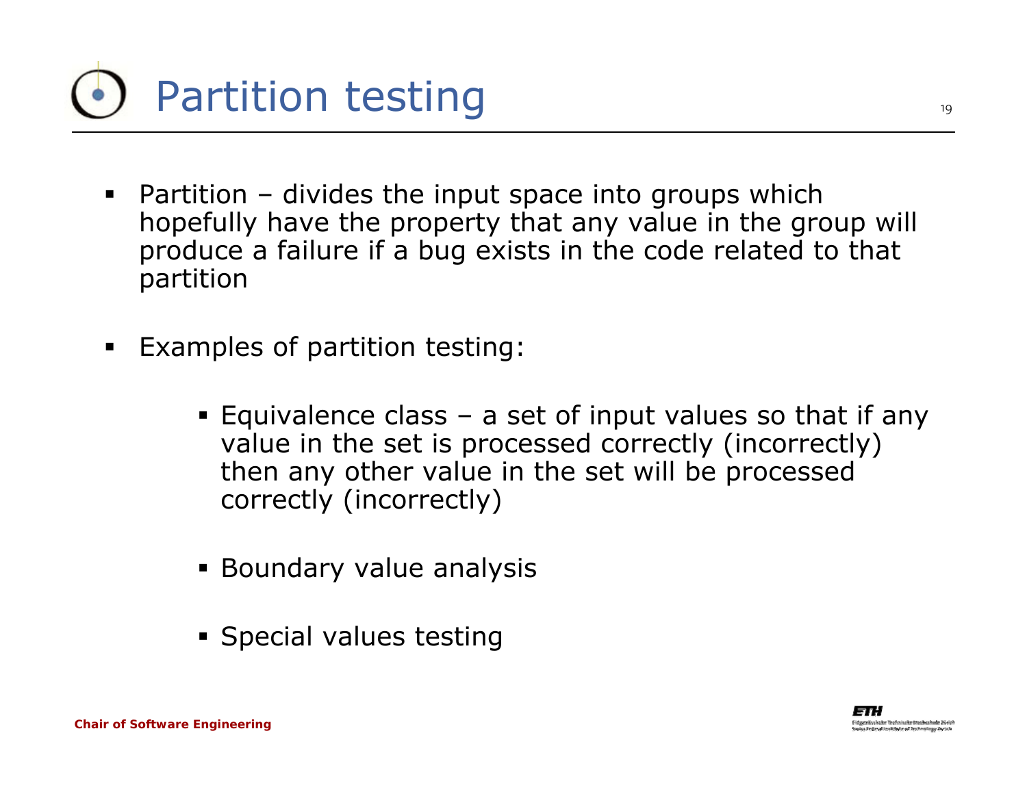# Partition testing

- Partition – divides the input space into groups which hopefully have the property that any value in the group will produce a failure if a bug exists in the code related to that partition

- Examples of partition testing:

  - Equivalence class – a set of input values so that if any value in the set is processed correctly (incorrectly) then any other value in the set will be processed correctly (incorrectly)

  - Boundary value analysis

  - Special values testing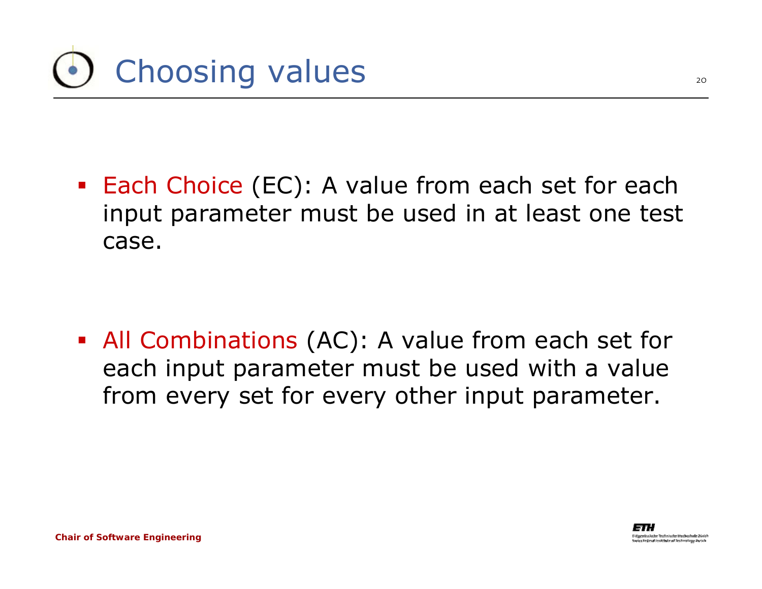# Choosing values

- Each Choice (EC): A value from each set for each input parameter must be used in at least one test case.

- All Combinations (AC): A value from each set for each input parameter must be used with a value from every set for every other input parameter.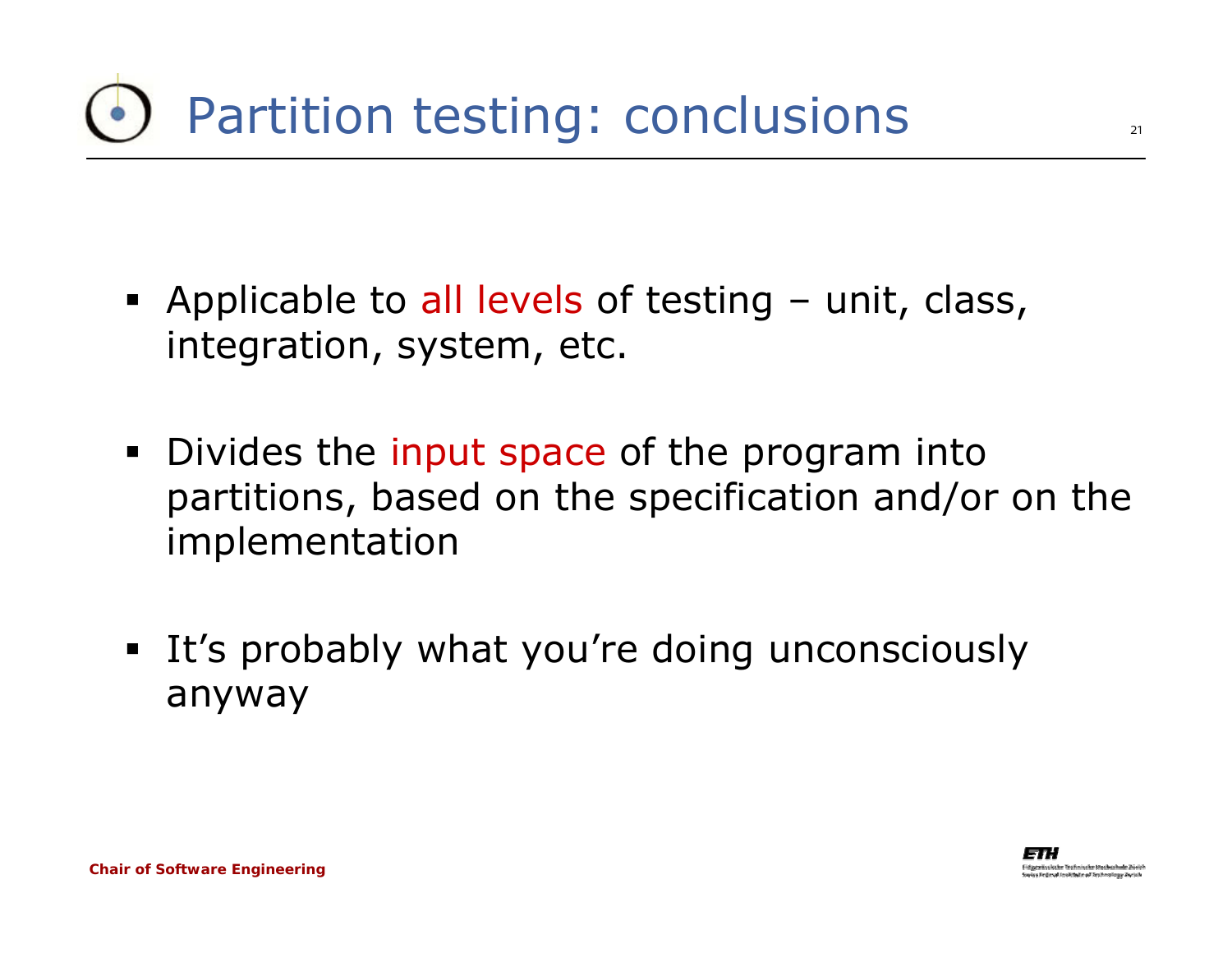# Partition testing: conclusions

- Applicable to all levels of testing – unit, class, integration, system, etc.

- Divides the input space of the program into partitions, based on the specification and/or on the implementation

- It's probably what you're doing unconsciously anyway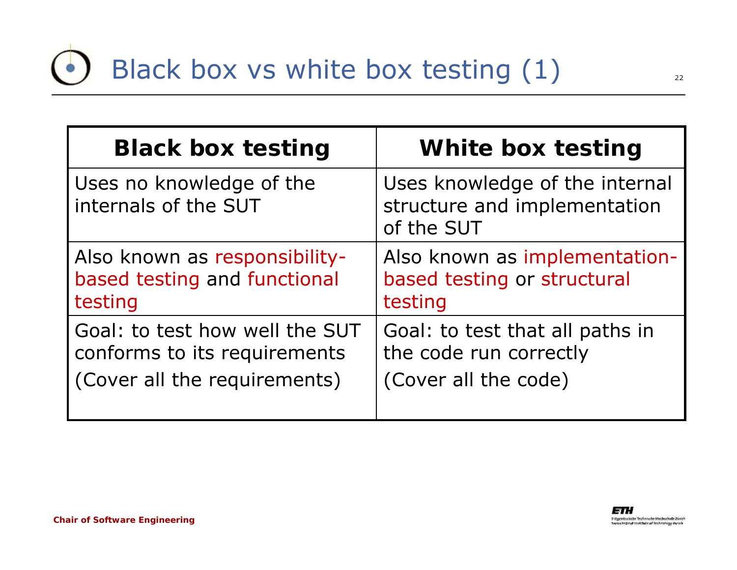# Black box vs white box testing (1)

| Black box testing | White box testing |
| --- | --- |
| Uses no knowledge of the internals of the SUT | Uses knowledge of the internal structure and implementation of the SUT |
| Also known as responsibility-based testing and functional testing | Also known as implementation-based testing or structural testing |
| Goal: to test how well the SUT conforms to its requirements (Cover all the requirements) | Goal: to test that all paths in the code run correctly (Cover all the code) |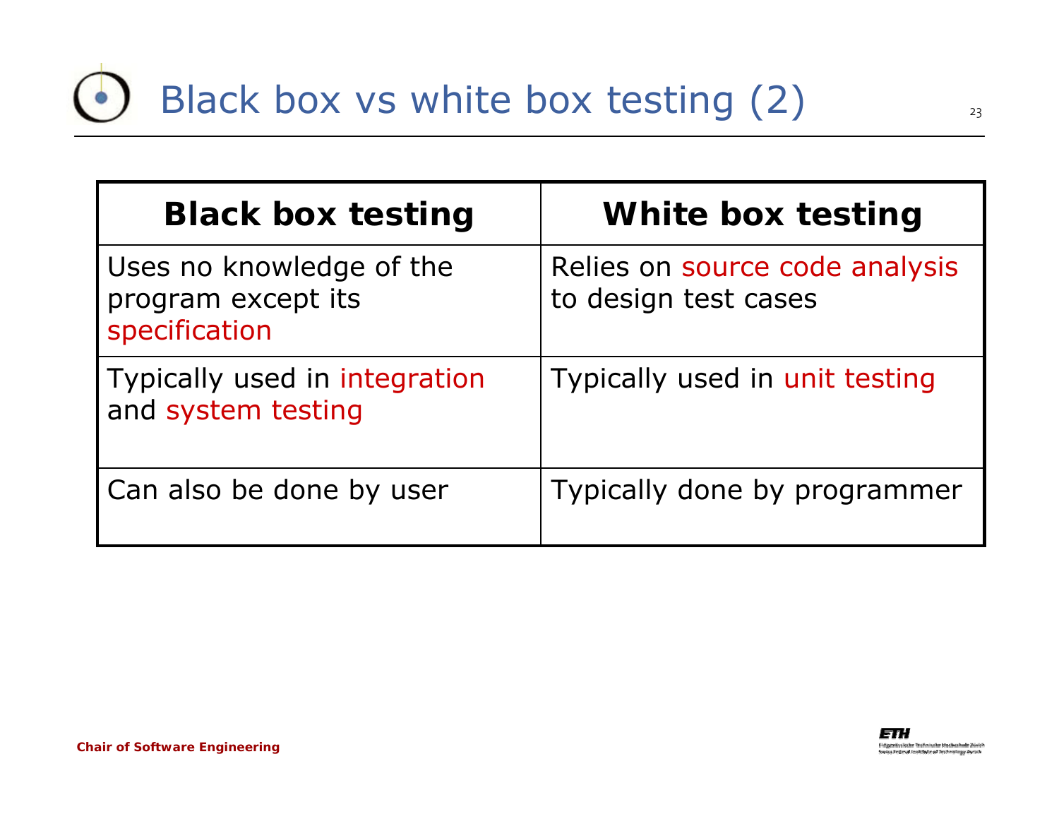# Black box vs white box testing (2)

| Black box testing | White box testing |
|---|---|
| Uses no knowledge of the program except its specification | Relies on source code analysis to design test cases |
| Typically used in integration and system testing | Typically used in unit testing |
| Can also be done by user | Typically done by programmer |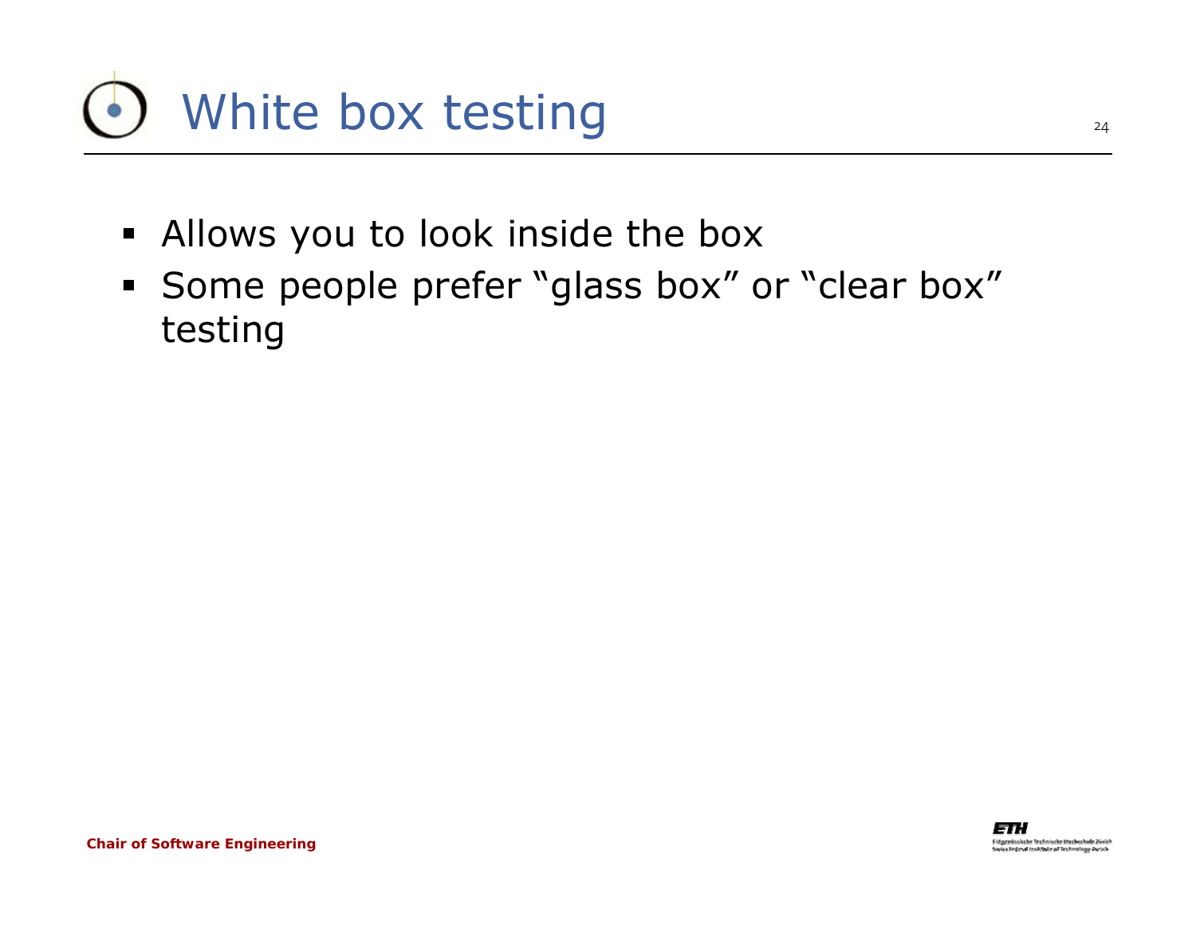# White box testing

- Allows you to look inside the box
- Some people prefer “glass box” or “clear box” testing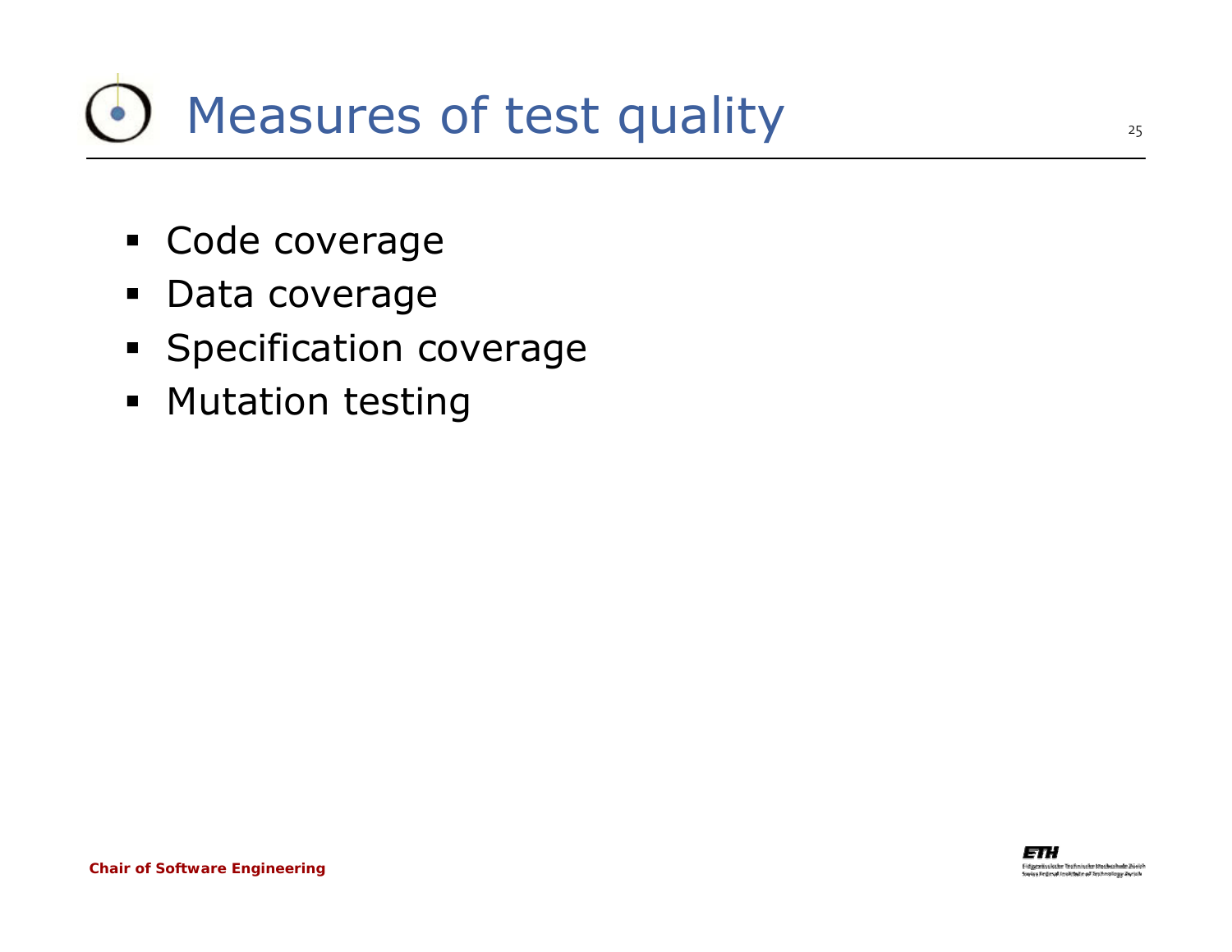# Measures of test quality

- Code coverage
- Data coverage
- Specification coverage
- Mutation testing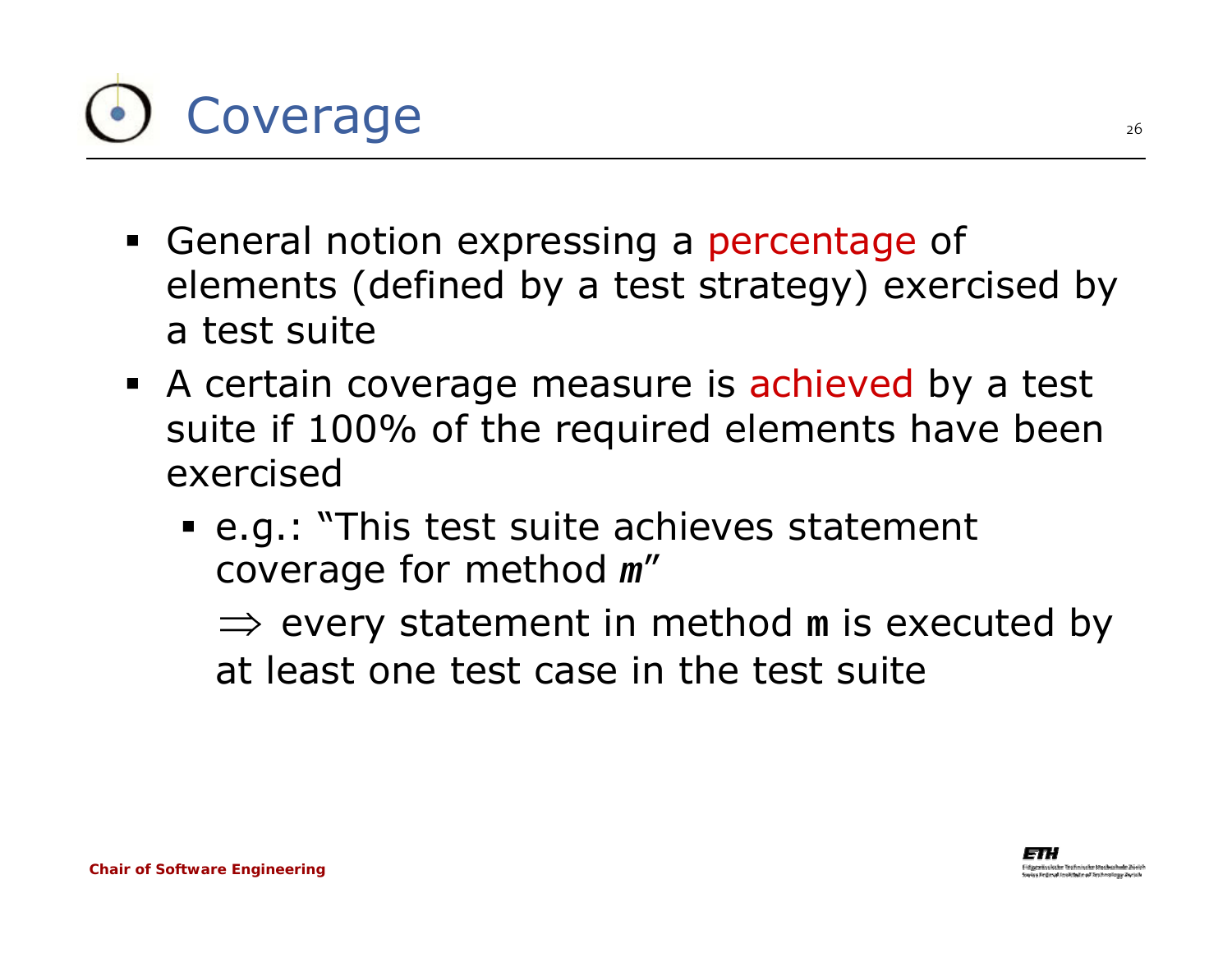# Coverage

- General notion expressing a percentage of elements (defined by a test strategy) exercised by a test suite
- A certain coverage measure is achieved by a test suite if 100% of the required elements have been exercised
  - e.g.: "This test suite achieves statement coverage for method ***m***"

    $\Rightarrow$ every statement in method **m** is executed by at least one test case in the test suite

Chair of Software Engineering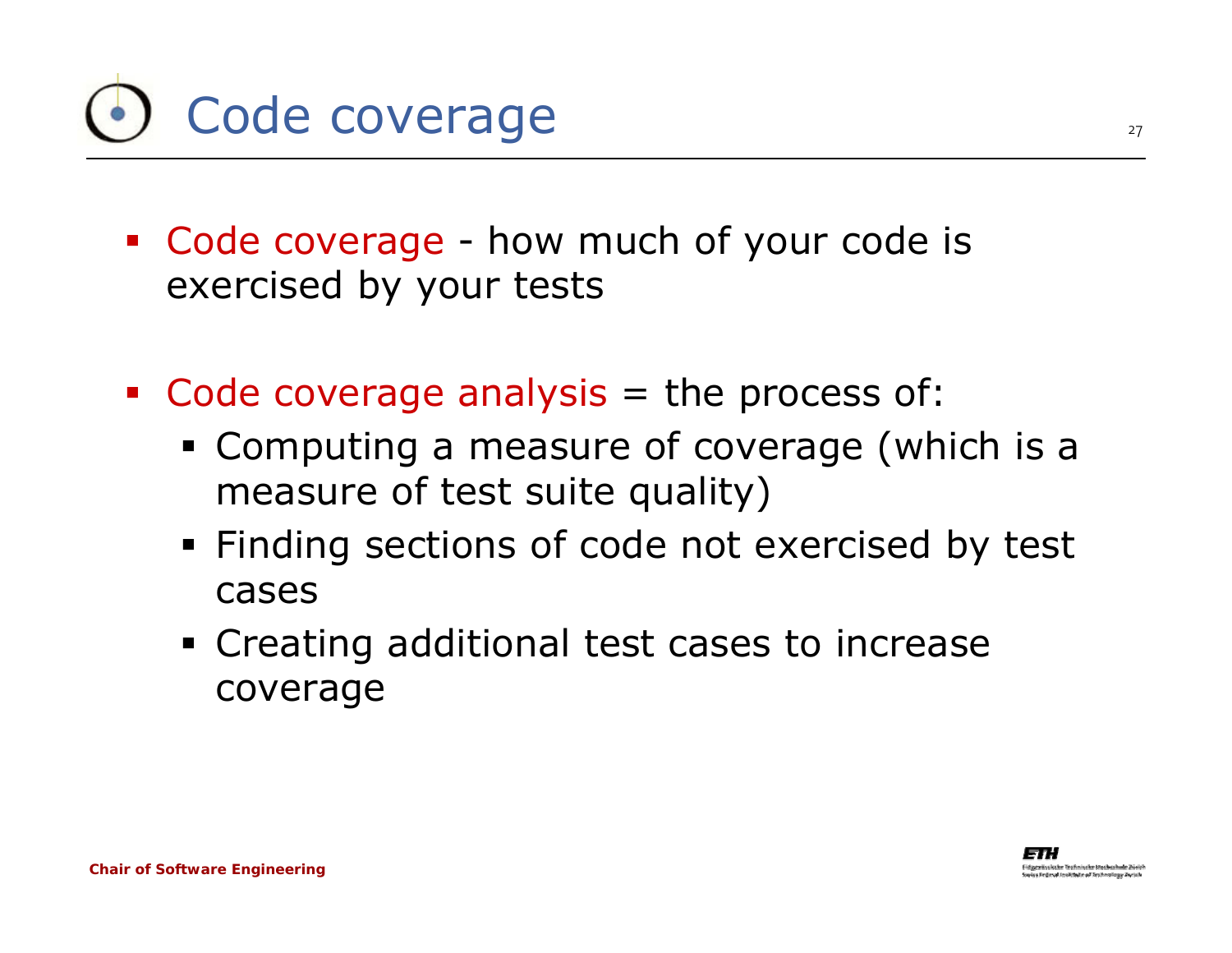# Code coverage

- Code coverage - how much of your code is exercised by your tests

- Code coverage analysis = the process of:
  - Computing a measure of coverage (which is a measure of test suite quality)
  - Finding sections of code not exercised by test cases
  - Creating additional test cases to increase coverage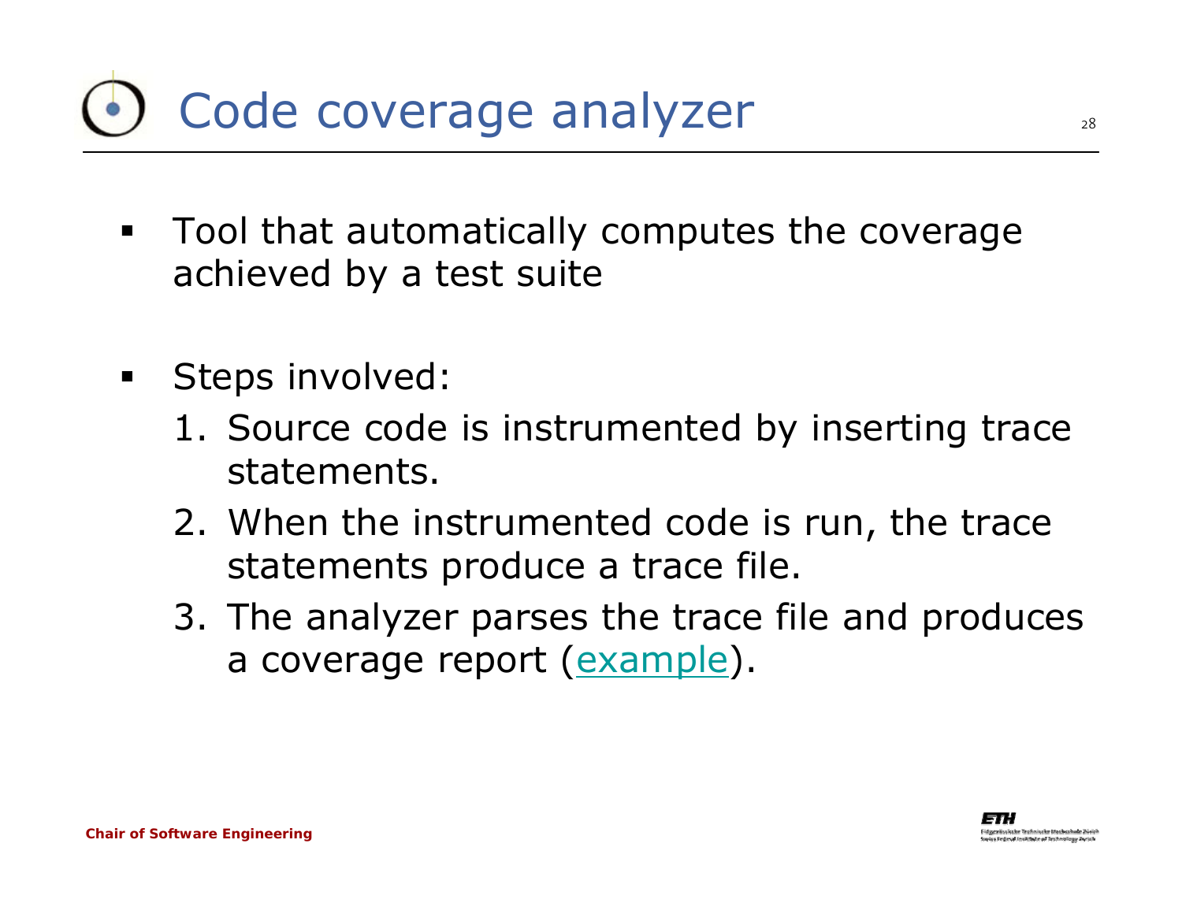# Code coverage analyzer

- Tool that automatically computes the coverage achieved by a test suite

- Steps involved:
  1. Source code is instrumented by inserting trace statements.
  2. When the instrumented code is run, the trace statements produce a trace file.
  3. The analyzer parses the trace file and produces a coverage report (example).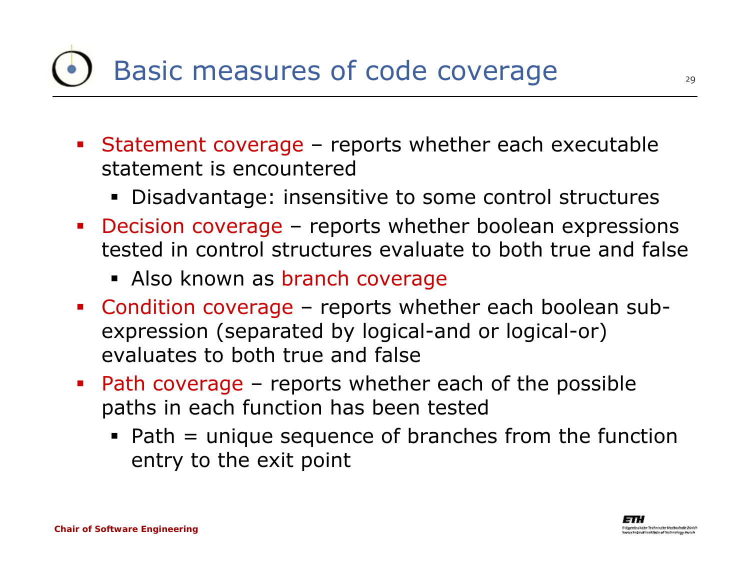# Basic measures of code coverage

- Statement coverage – reports whether each executable statement is encountered
  - Disadvantage: insensitive to some control structures
- Decision coverage – reports whether boolean expressions tested in control structures evaluate to both true and false
  - Also known as branch coverage
- Condition coverage – reports whether each boolean sub-expression (separated by logical-and or logical-or) evaluates to both true and false
- Path coverage – reports whether each of the possible paths in each function has been tested
  - Path = unique sequence of branches from the function entry to the exit point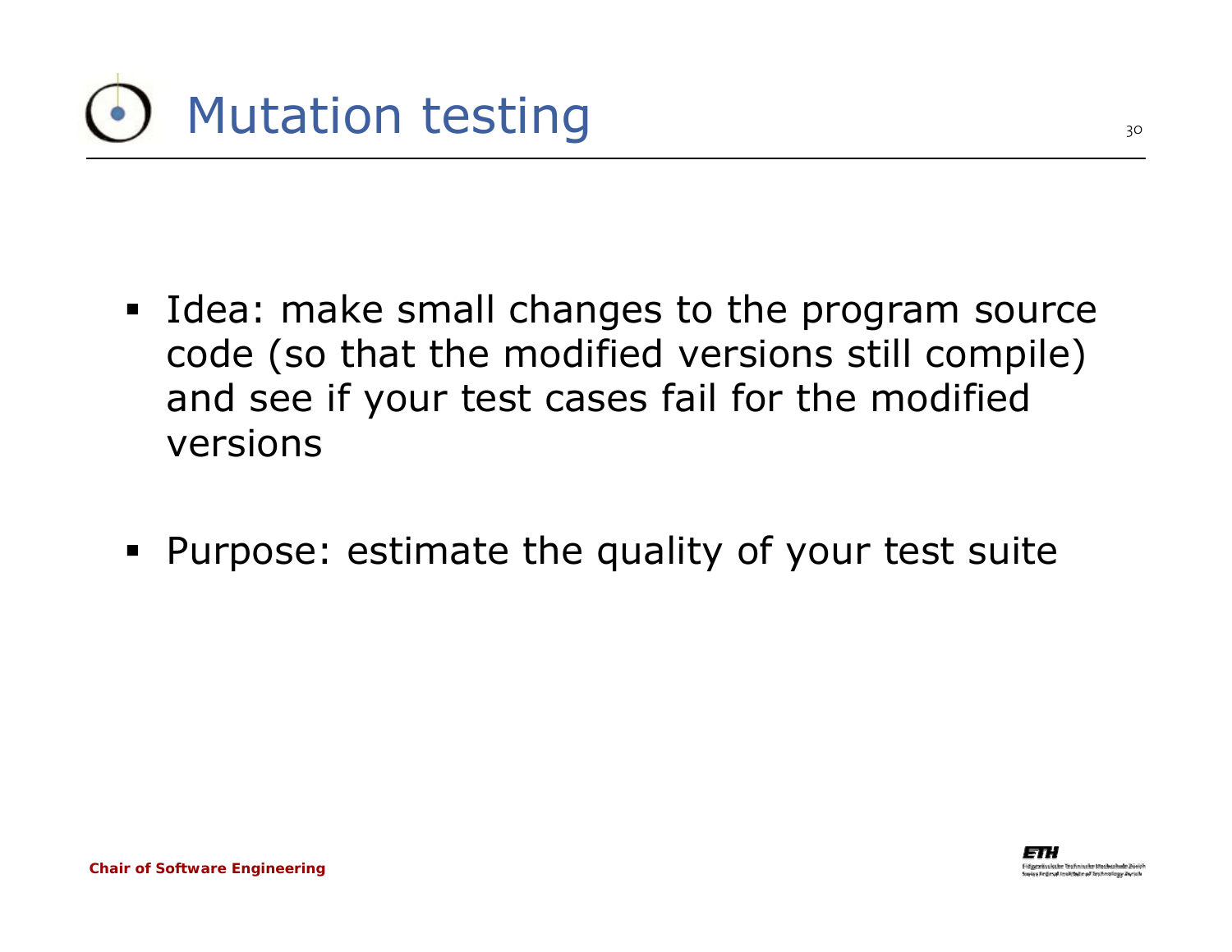# Mutation testing

- Idea: make small changes to the program source code (so that the modified versions still compile) and see if your test cases fail for the modified versions

- Purpose: estimate the quality of your test suite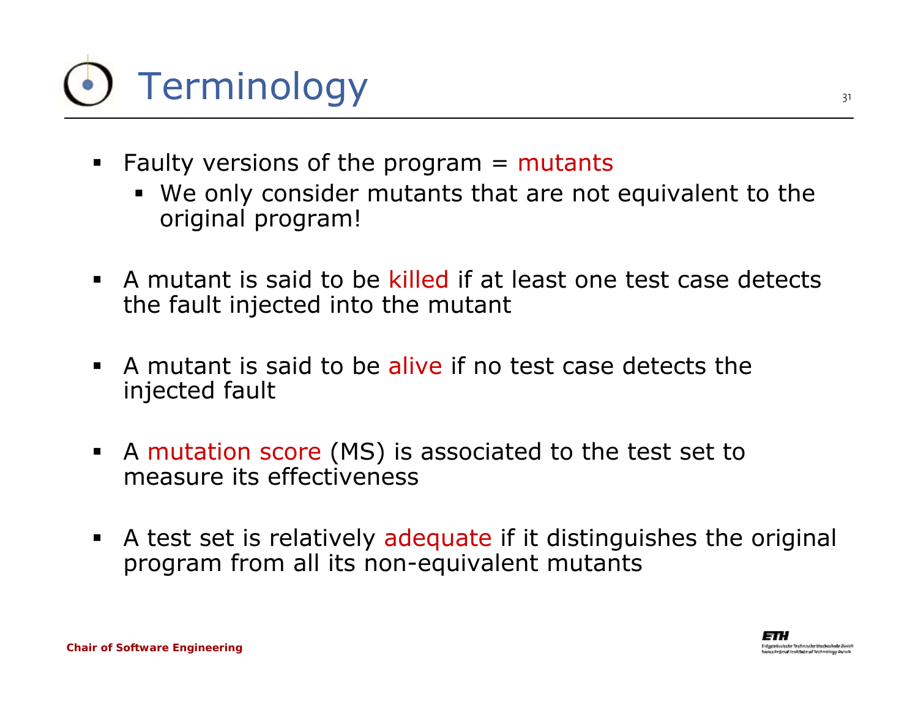# Terminology

- Faulty versions of the program = mutants
  - We only consider mutants that are not equivalent to the original program!
- A mutant is said to be killed if at least one test case detects the fault injected into the mutant
- A mutant is said to be alive if no test case detects the injected fault
- A mutation score (MS) is associated to the test set to measure its effectiveness
- A test set is relatively adequate if it distinguishes the original program from all its non-equivalent mutants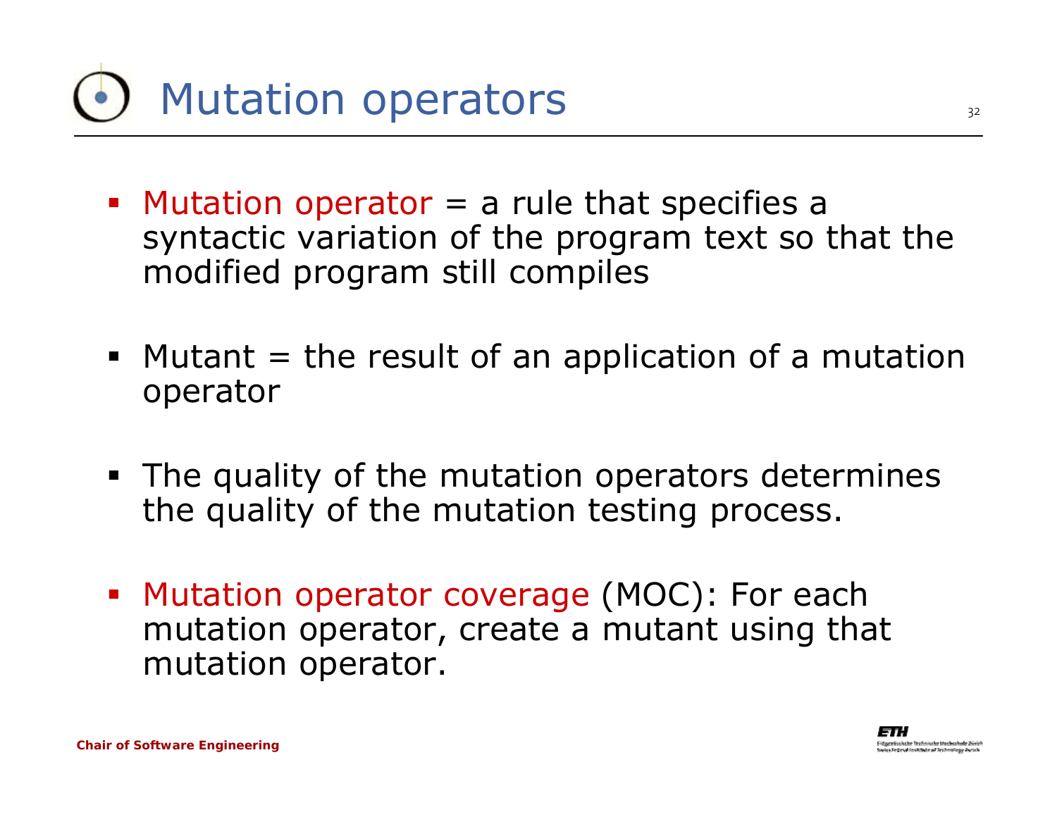# Mutation operators

- Mutation operator = a rule that specifies a syntactic variation of the program text so that the modified program still compiles

- Mutant = the result of an application of a mutation operator

- The quality of the mutation operators determines the quality of the mutation testing process.

- Mutation operator coverage (MOC): For each mutation operator, create a mutant using that mutation operator.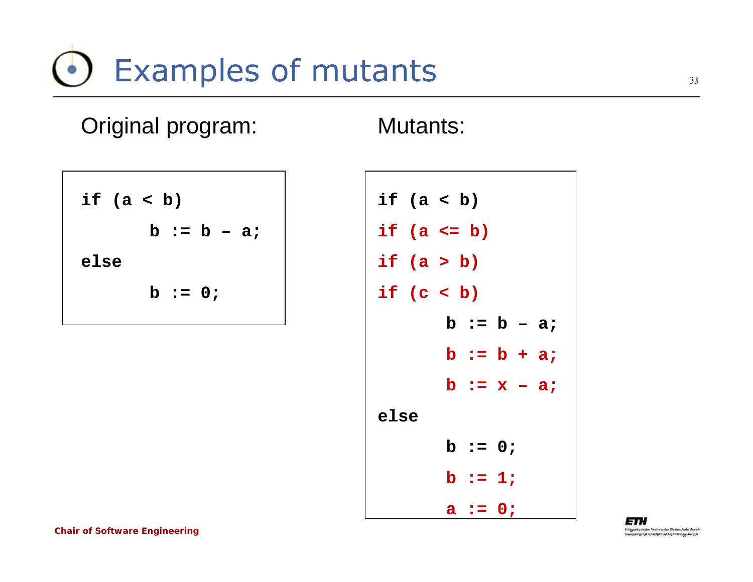# Examples of mutants

Original program:

```
if (a < b)
      b := b – a;
else
      b := 0;
```

Mutants:

```
if (a < b)
if (a <= b)
if (a > b)
if (c < b)
      b := b – a;
      b := b + a;
      b := x – a;
else
      b := 0;
      b := 1;
      a := 0;
```

Chair of Software Engineering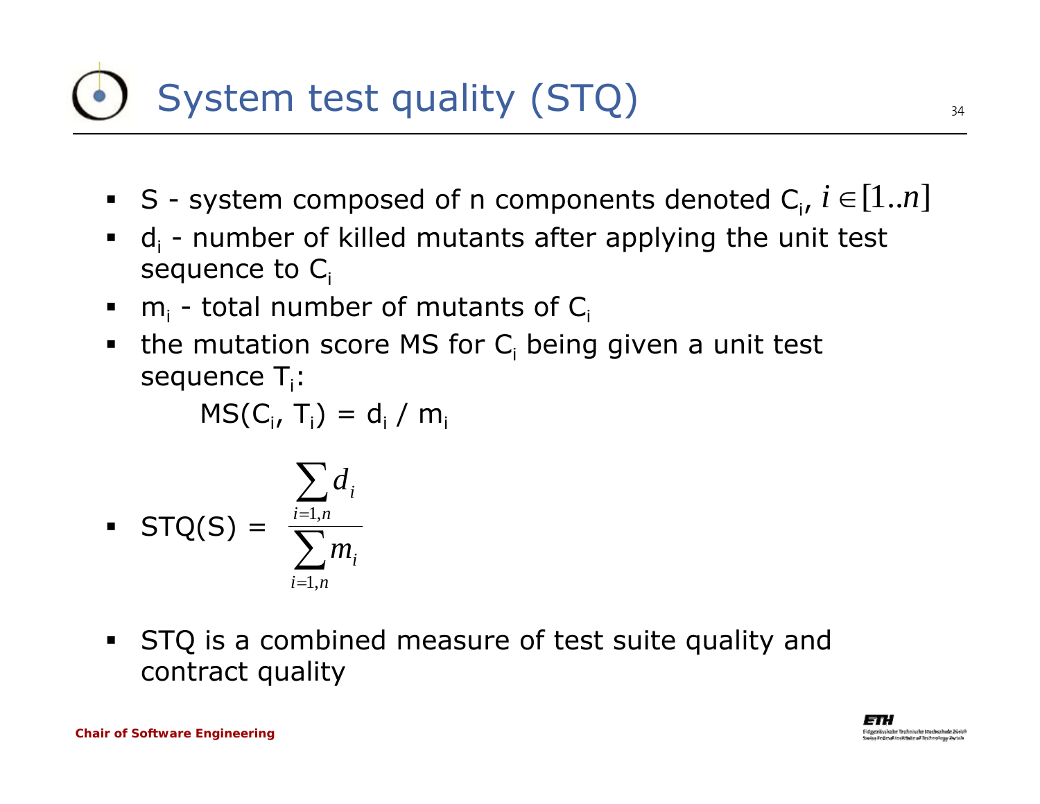# System test quality (STQ)

- S - system composed of n components denoted $C_i$, $i \in [1..n]$
- $d_i$ - number of killed mutants after applying the unit test sequence to $C_i$
- $m_i$ - total number of mutants of $C_i$
- the mutation score MS for $C_i$ being given a unit test sequence $T_i$:

  $$MS(C_i, T_i) = d_i / m_i$$

- STQ(S) = $$\frac{\sum_{i=1,n} d_i}{\sum_{i=1,n} m_i}$$

- STQ is a combined measure of test suite quality and contract quality

**Chair of Software Engineering**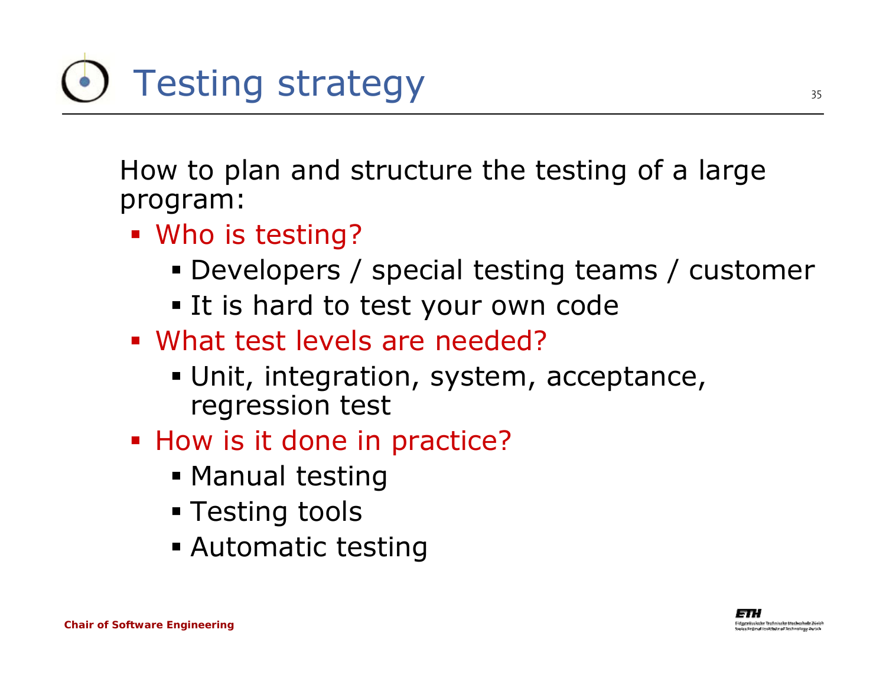# Testing strategy

How to plan and structure the testing of a large program:

- Who is testing?
  - Developers / special testing teams / customer
  - It is hard to test your own code
- What test levels are needed?
  - Unit, integration, system, acceptance, regression test
- How is it done in practice?
  - Manual testing
  - Testing tools
  - Automatic testing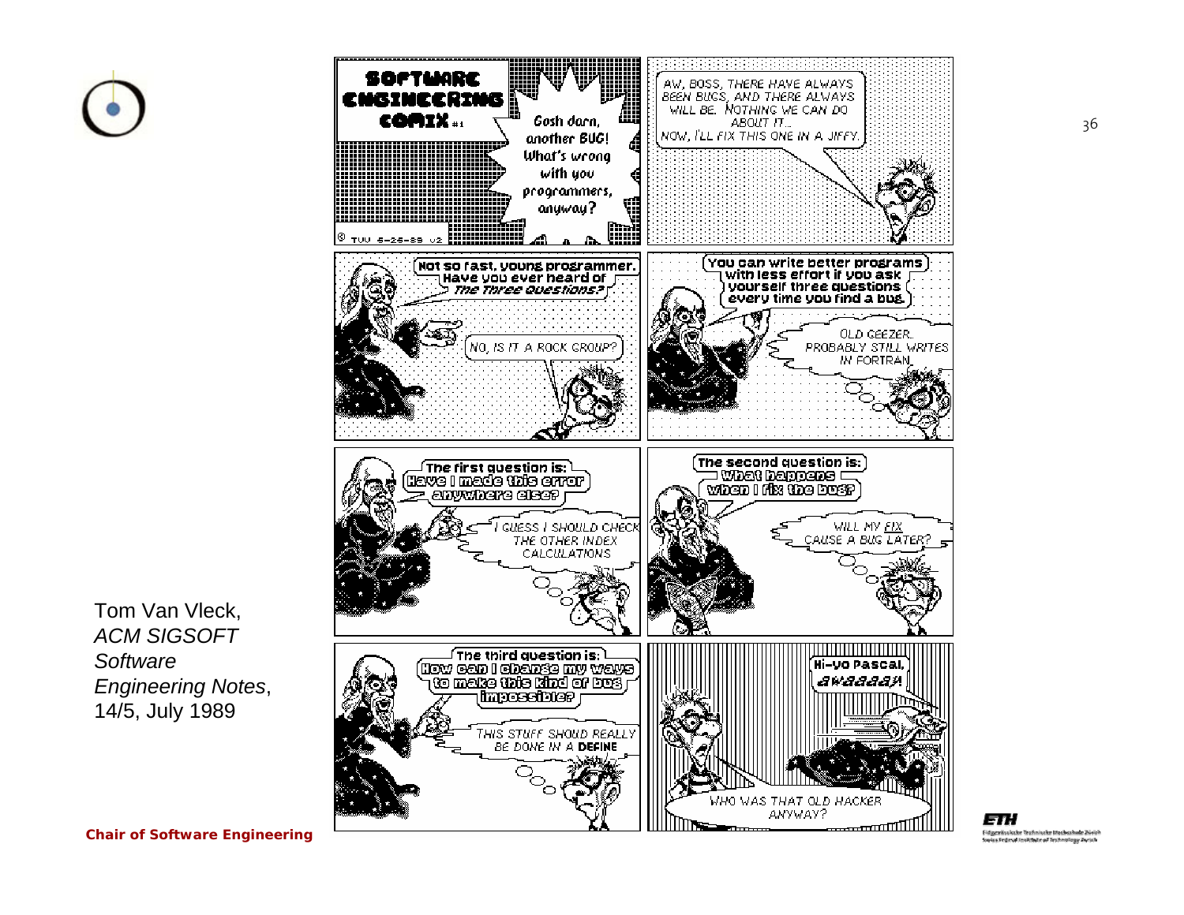**SOFTWARE ENGINEERING COMIX #1**

Gosh darn, another BUG! What's wrong with you programmers, anyway?

© TVV 5-25-89 V2

AW, BOSS, THERE HAVE ALWAYS BEEN BUGS, AND THERE ALWAYS WILL BE. NOTHING WE CAN DO ABOUT IT... NOW, I'LL FIX THIS ONE IN A JIFFY.

Not so fast, young programmer. Have you ever heard of *The Three Questions?*

NO, IS IT A ROCK GROUP?

You can write better programs with less effort if you ask yourself three questions every time you find a bug.

OLD GEEZER.. PROBABLY STILL WRITES IN FORTRAN.

The first question is: **Have I made this error anywhere else?**

I GUESS I SHOULD CHECK THE OTHER INDEX CALCULATIONS

The second question is: **What happens when I fix the bug?**

WILL MY FIX CAUSE A BUG LATER?

The third question is: **How can I change my ways to make this kind of bug impossible?**

THIS STUFF SHOULD REALLY BE DONE IN A **DEFINE**

Hi-yo Pascal, *awaaaay!*

WHO WAS THAT OLD HACKER ANYWAY?

Tom Van Vleck, *ACM SIGSOFT Software Engineering Notes*, 14/5, July 1989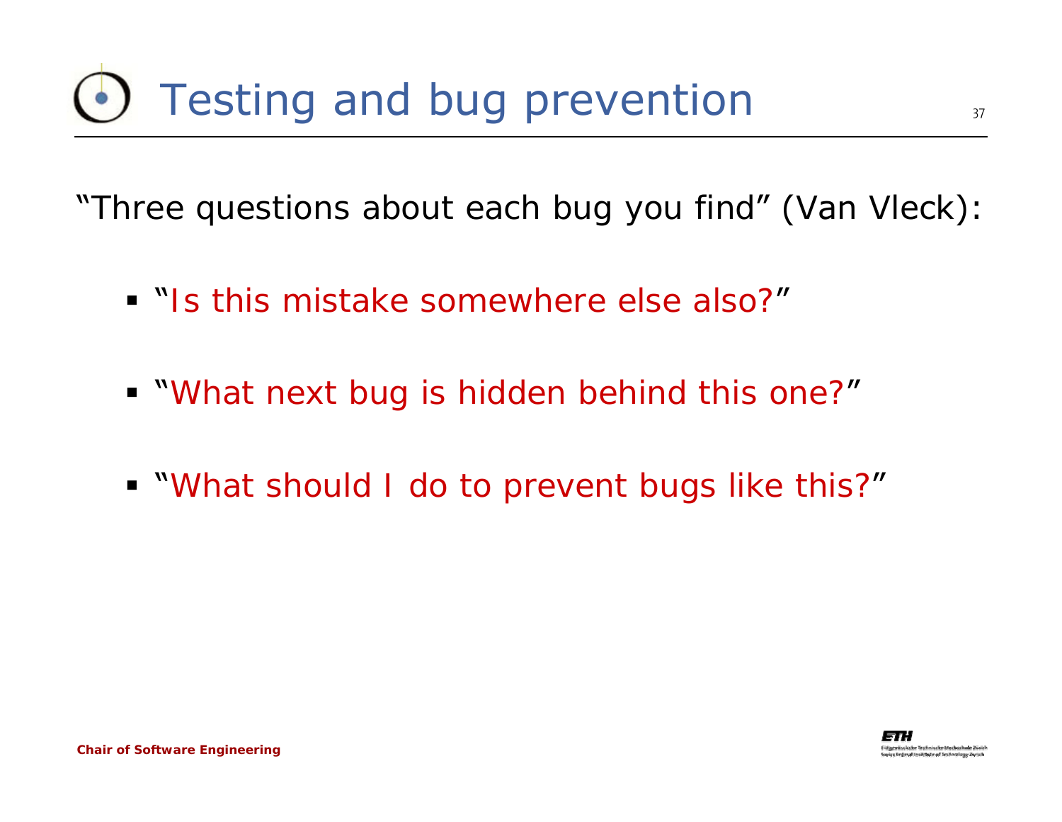# Testing and bug prevention

"Three questions about each bug you find" (Van Vleck):

- "Is this mistake somewhere else also?"
- "What next bug is hidden behind this one?"
- "What should I do to prevent bugs like this?"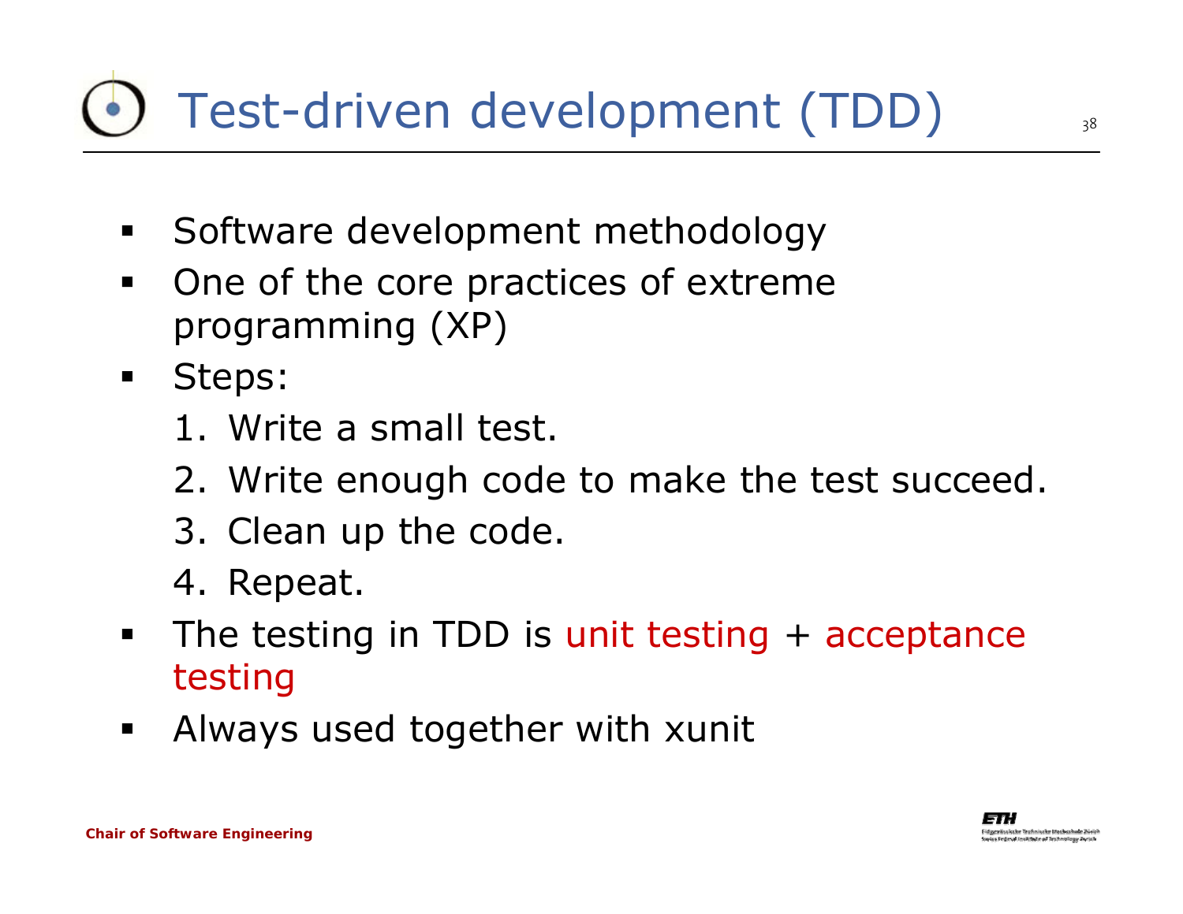# Test-driven development (TDD)

- Software development methodology
- One of the core practices of extreme programming (XP)
- Steps:
  1. Write a small test.
  2. Write enough code to make the test succeed.
  3. Clean up the code.
  4. Repeat.
- The testing in TDD is unit testing + acceptance testing
- Always used together with xunit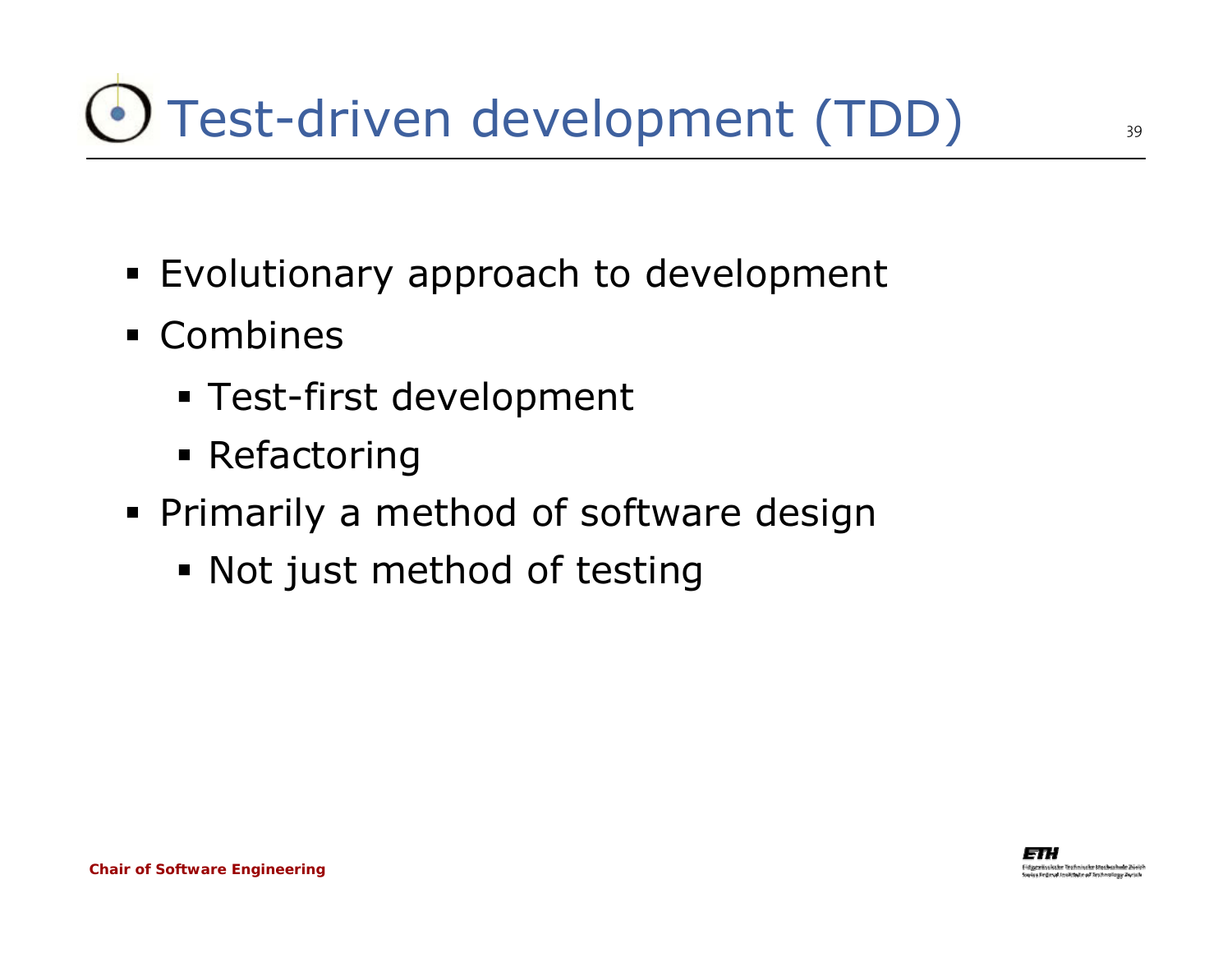# Test-driven development (TDD)

- Evolutionary approach to development
- Combines
  - Test-first development
  - Refactoring
- Primarily a method of software design
  - Not just method of testing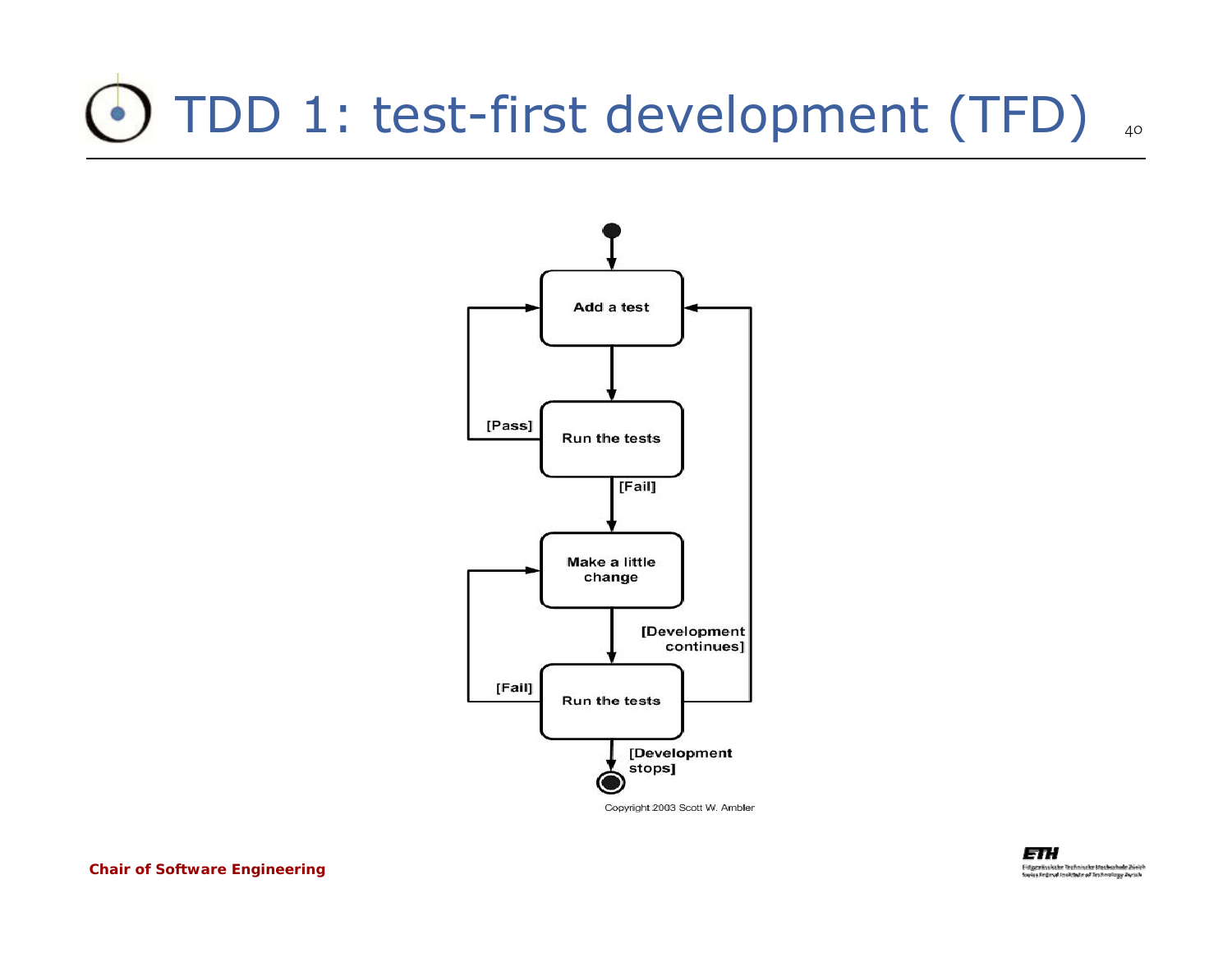# TDD 1: test-first development (TFD)

Add a test

Run the tests

[Pass]

[Fail]

Make a little change

Run the tests

[Fail]

[Development continues]

[Development stops]

Copyright 2003 Scott W. Ambler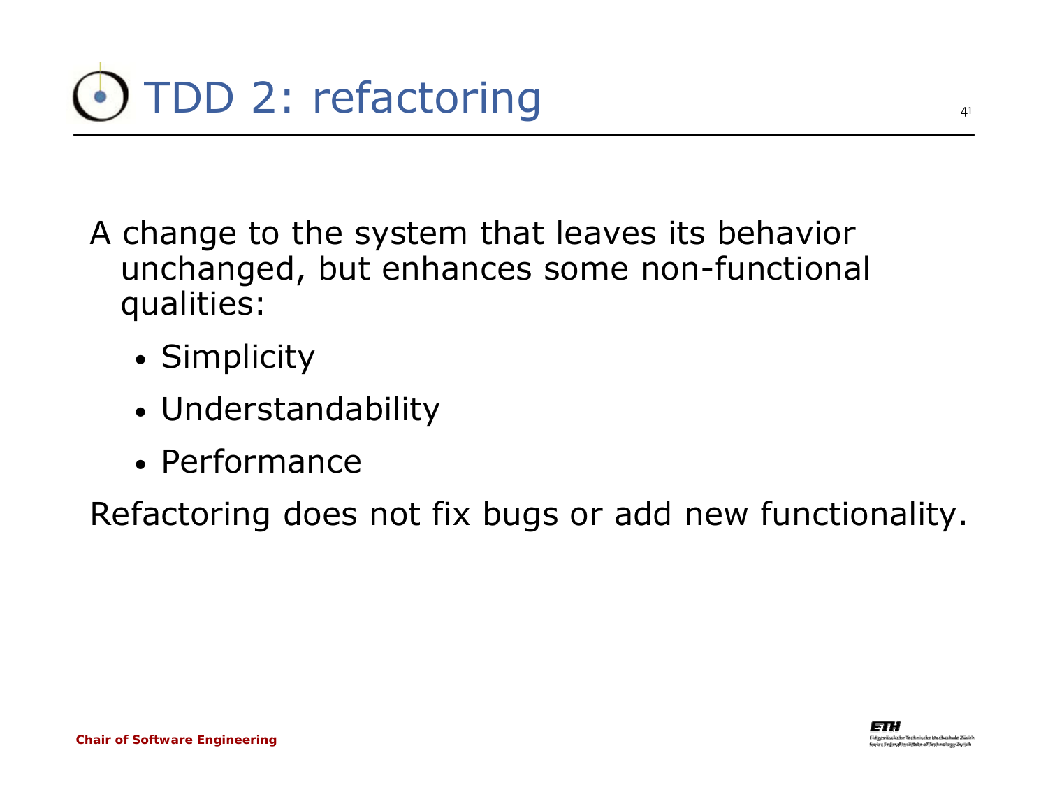# TDD 2: refactoring

A change to the system that leaves its behavior unchanged, but enhances some non-functional qualities:

- Simplicity
- Understandability
- Performance

Refactoring does not fix bugs or add new functionality.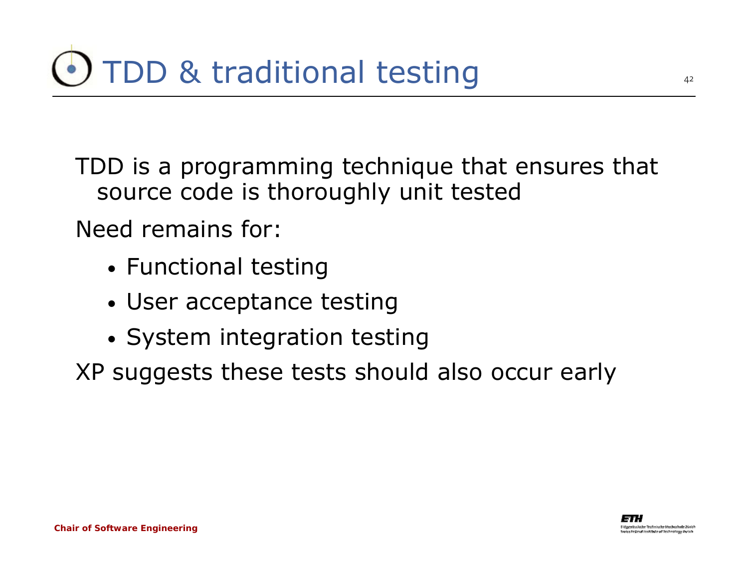# TDD & traditional testing

TDD is a programming technique that ensures that source code is thoroughly unit tested

Need remains for:

- Functional testing
- User acceptance testing
- System integration testing

XP suggests these tests should also occur early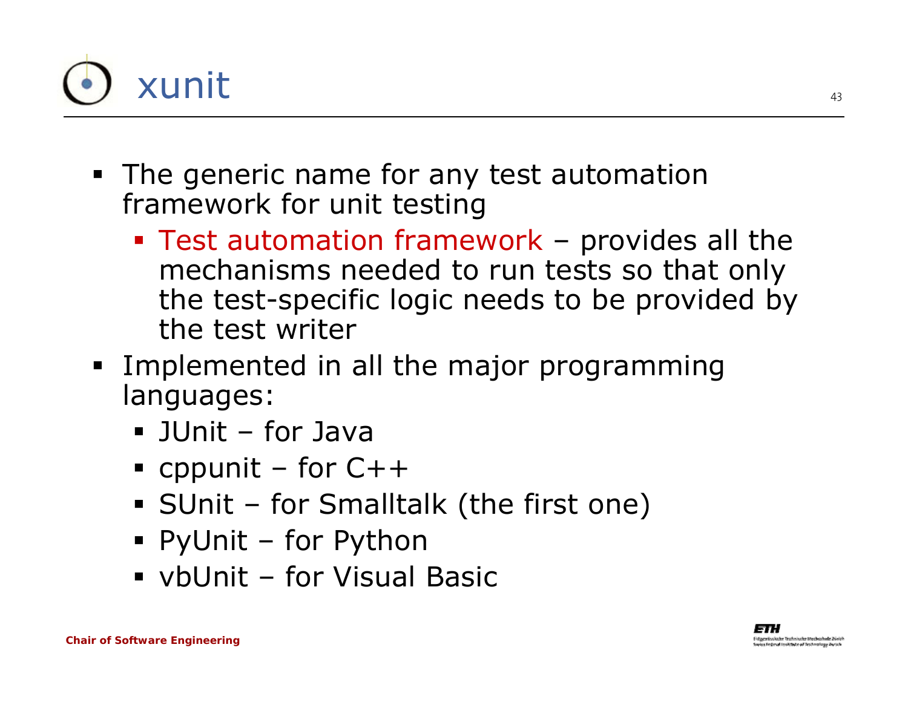# xunit

- The generic name for any test automation framework for unit testing
  - Test automation framework – provides all the mechanisms needed to run tests so that only the test-specific logic needs to be provided by the test writer
- Implemented in all the major programming languages:
  - JUnit – for Java
  - cppunit – for C++
  - SUnit – for Smalltalk (the first one)
  - PyUnit – for Python
  - vbUnit – for Visual Basic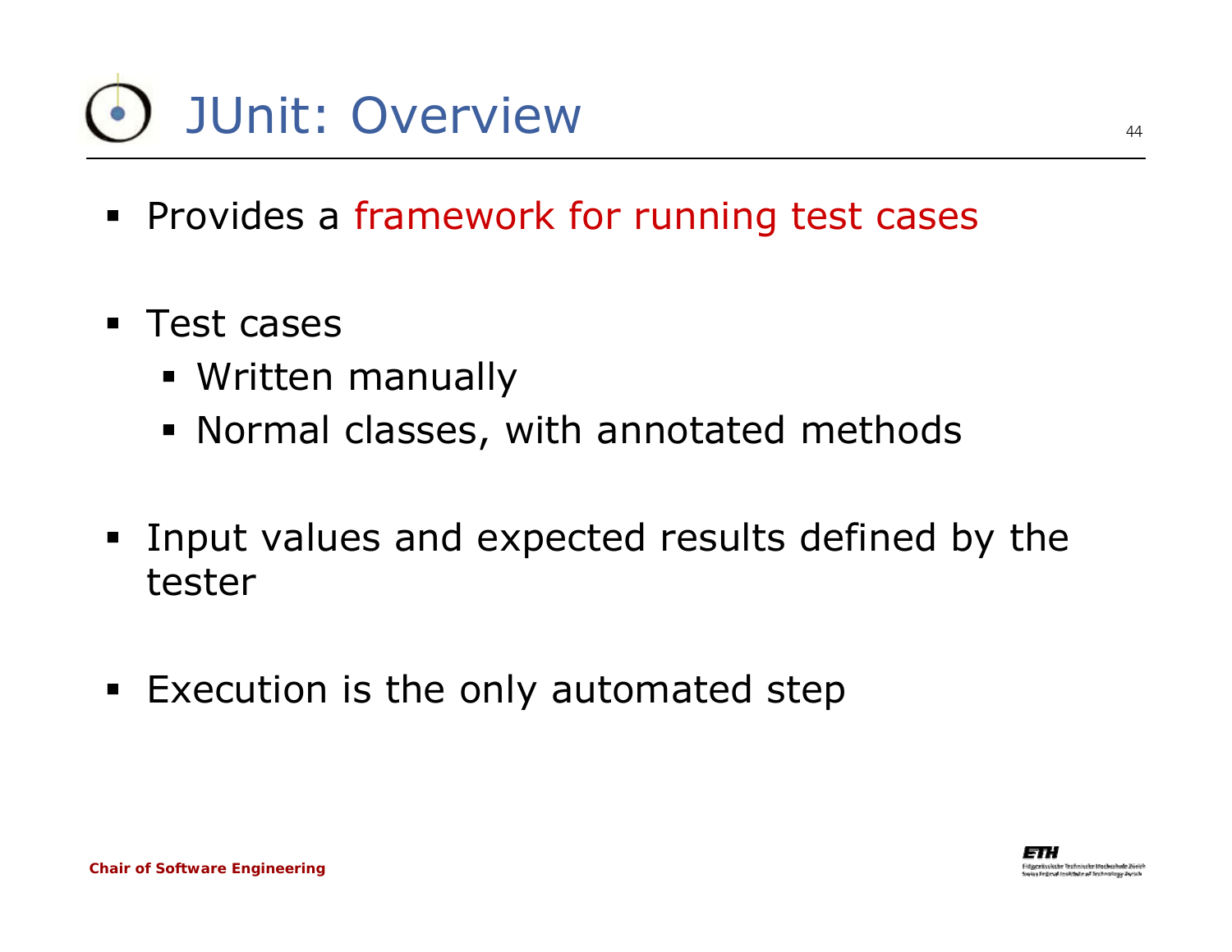# JUnit: Overview

- Provides a framework for running test cases
- Test cases
  - Written manually
  - Normal classes, with annotated methods
- Input values and expected results defined by the tester
- Execution is the only automated step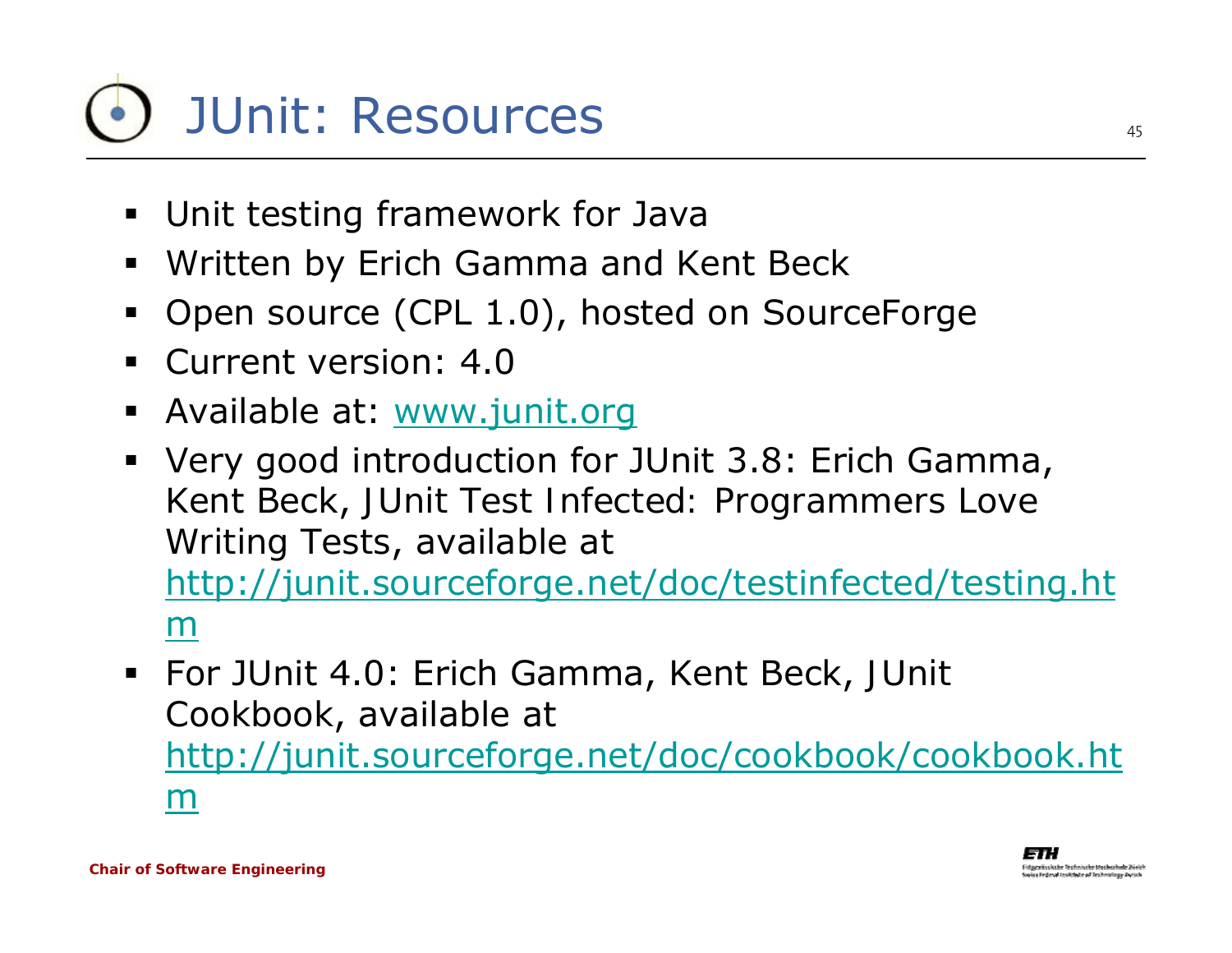# JUnit: Resources

- Unit testing framework for Java
- Written by Erich Gamma and Kent Beck
- Open source (CPL 1.0), hosted on SourceForge
- Current version: 4.0
- Available at: www.junit.org
- Very good introduction for JUnit 3.8: Erich Gamma, Kent Beck, JUnit Test Infected: Programmers Love Writing Tests, available at http://junit.sourceforge.net/doc/testinfected/testing.htm
- For JUnit 4.0: Erich Gamma, Kent Beck, JUnit Cookbook, available at http://junit.sourceforge.net/doc/cookbook/cookbook.htm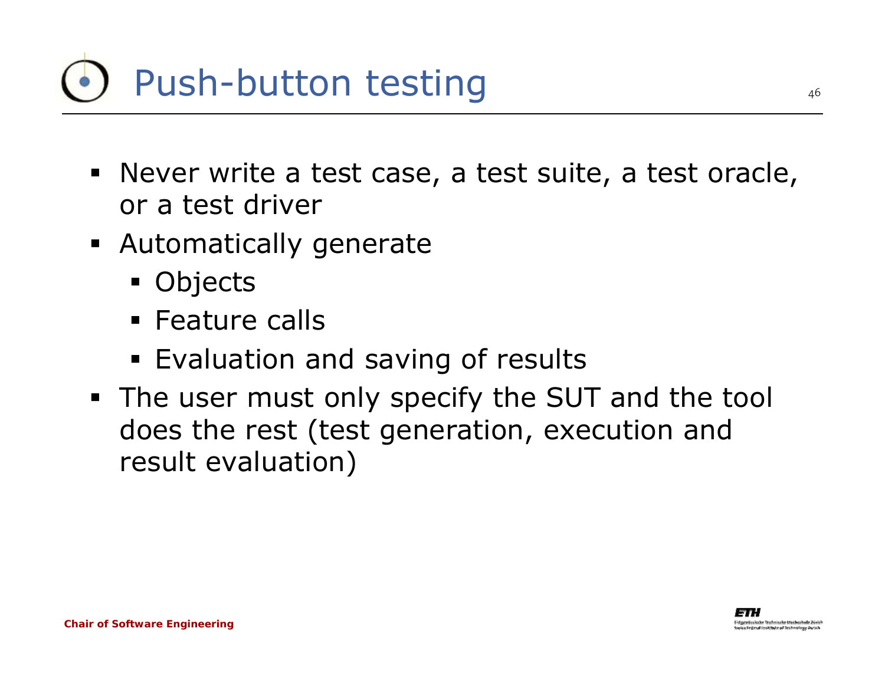# Push-button testing

- Never write a test case, a test suite, a test oracle, or a test driver
- Automatically generate
  - Objects
  - Feature calls
  - Evaluation and saving of results
- The user must only specify the SUT and the tool does the rest (test generation, execution and result evaluation)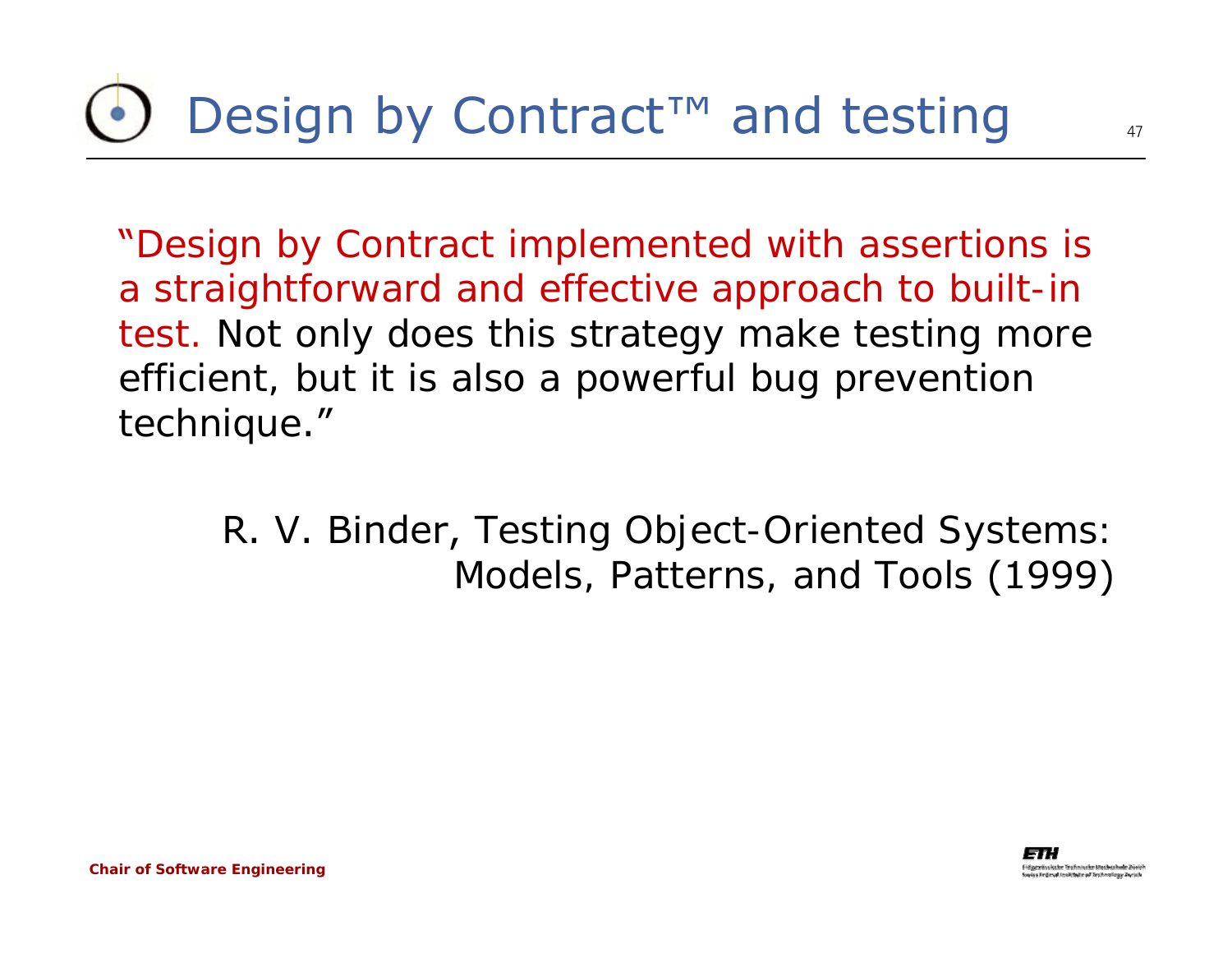# Design by Contract™ and testing

"Design by Contract implemented with assertions is a straightforward and effective approach to built-in test. Not only does this strategy make testing more efficient, but it is also a powerful bug prevention technique."

R. V. Binder, Testing Object-Oriented Systems: Models, Patterns, and Tools (1999)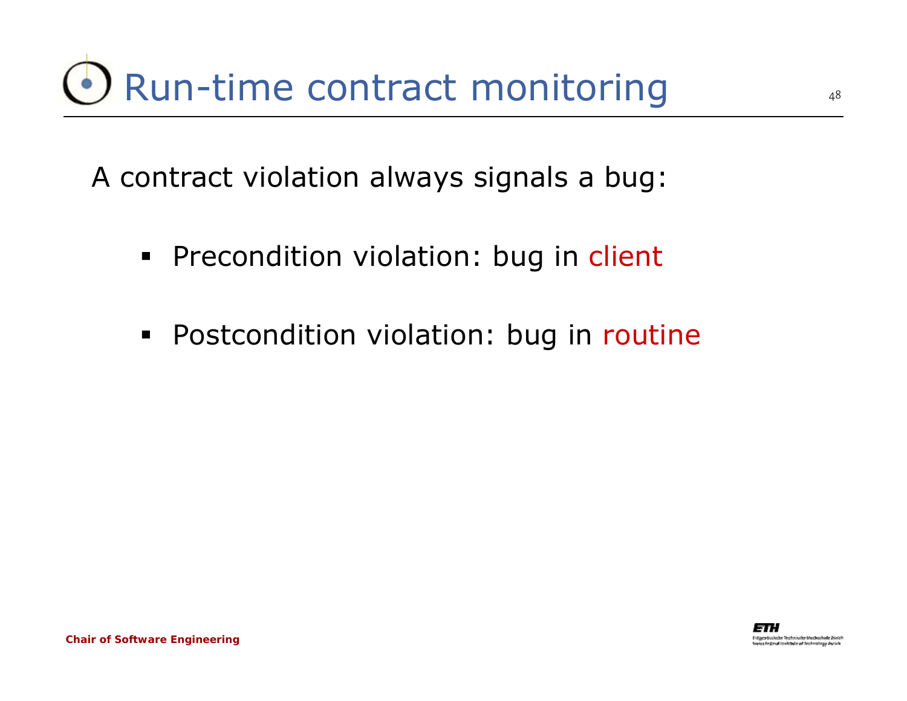# Run-time contract monitoring

A contract violation always signals a bug:

- Precondition violation: bug in client
- Postcondition violation: bug in routine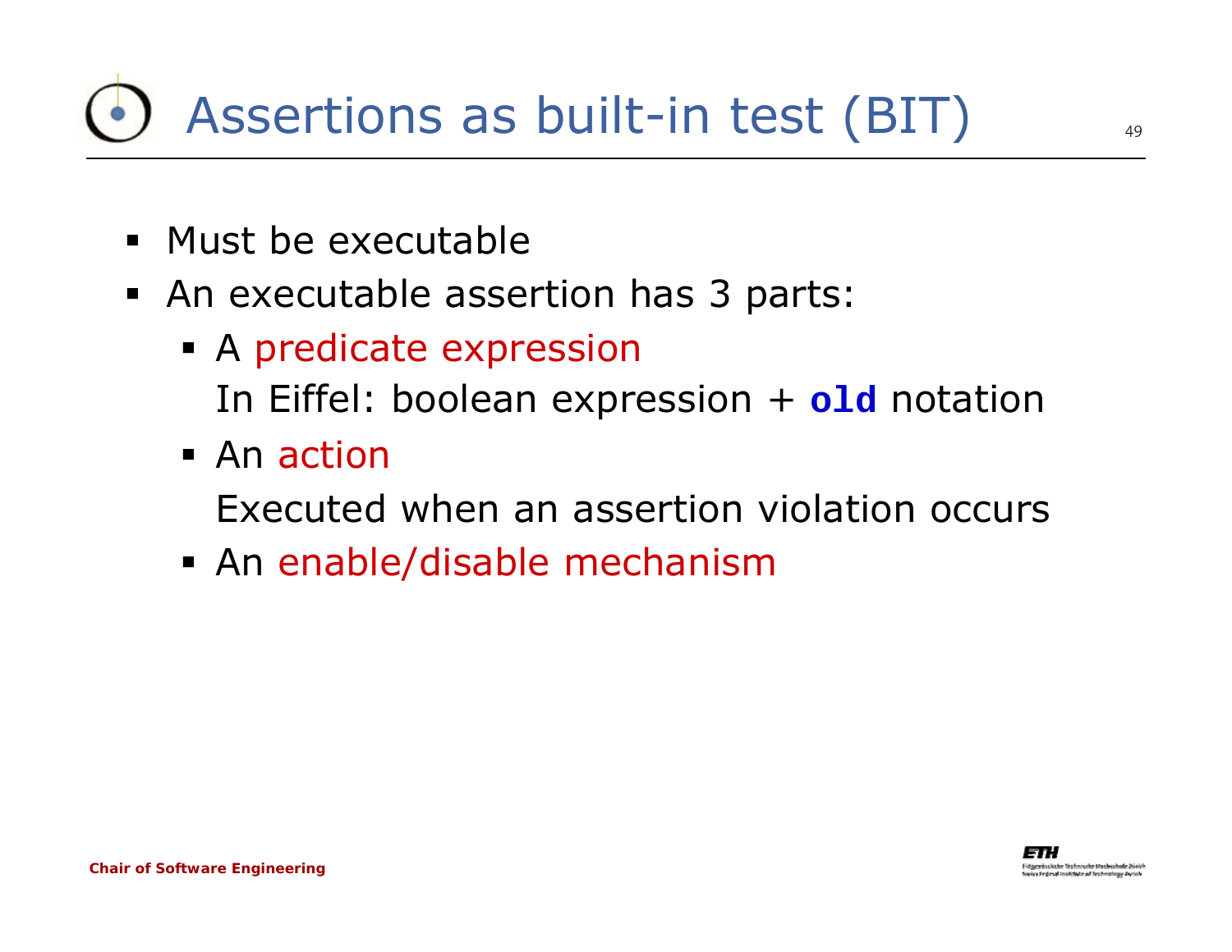# Assertions as built-in test (BIT)

- Must be executable
- An executable assertion has 3 parts:
  - A predicate expression
    In Eiffel: boolean expression + **`old`** notation
  - An action
    Executed when an assertion violation occurs
  - An enable/disable mechanism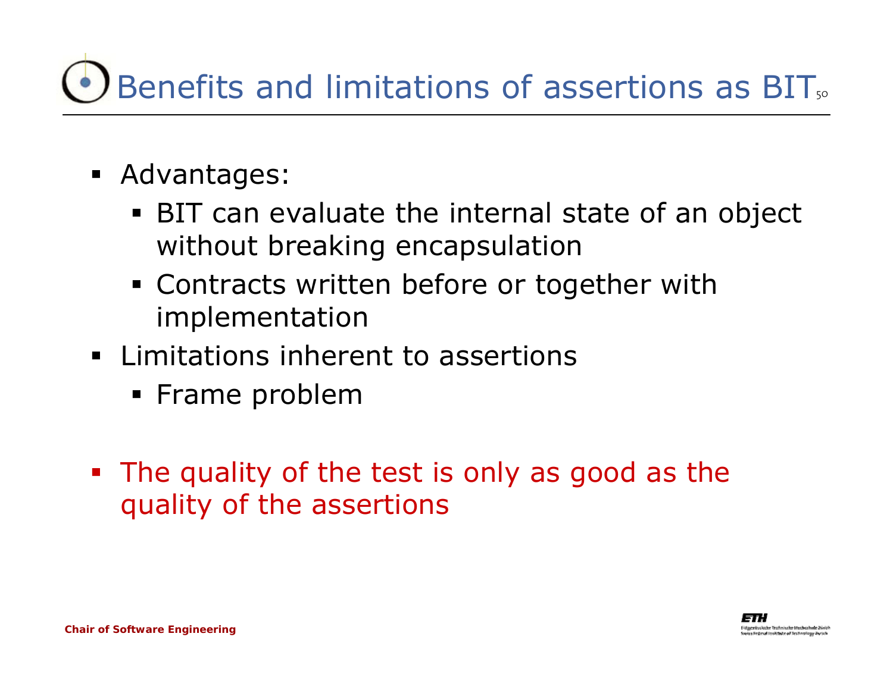# Benefits and limitations of assertions as BIT

- Advantages:
  - BIT can evaluate the internal state of an object without breaking encapsulation
  - Contracts written before or together with implementation
- Limitations inherent to assertions
  - Frame problem
- The quality of the test is only as good as the quality of the assertions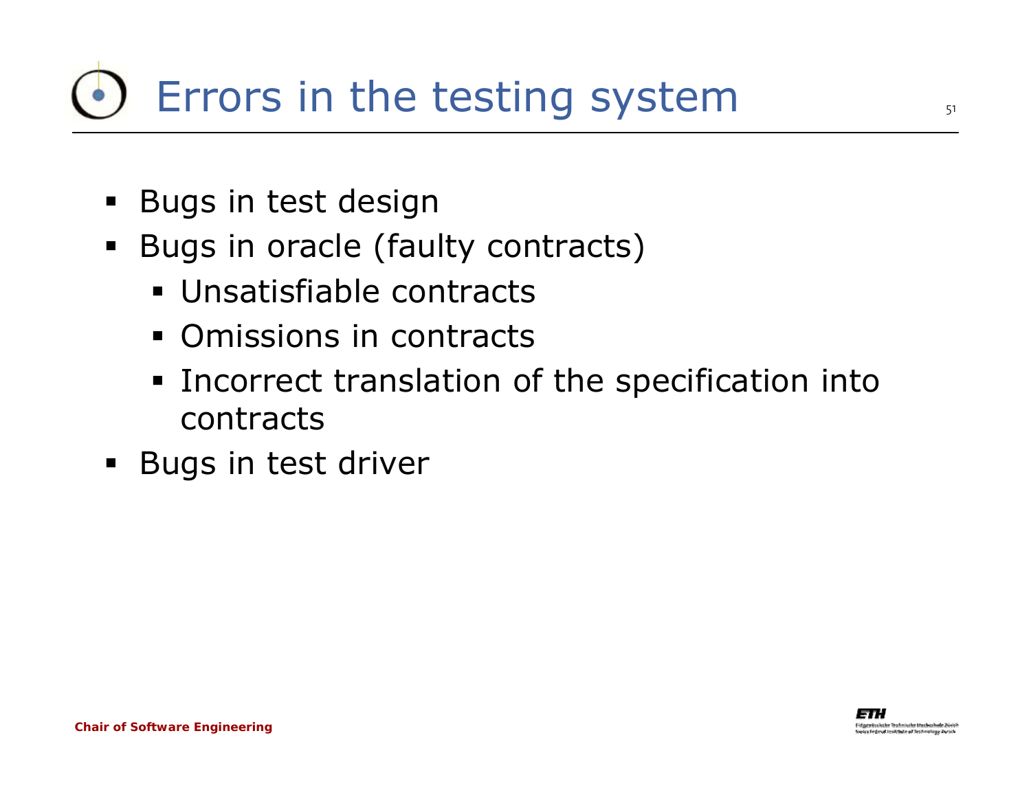# Errors in the testing system

- Bugs in test design
- Bugs in oracle (faulty contracts)
  - Unsatisfiable contracts
  - Omissions in contracts
  - Incorrect translation of the specification into contracts
- Bugs in test driver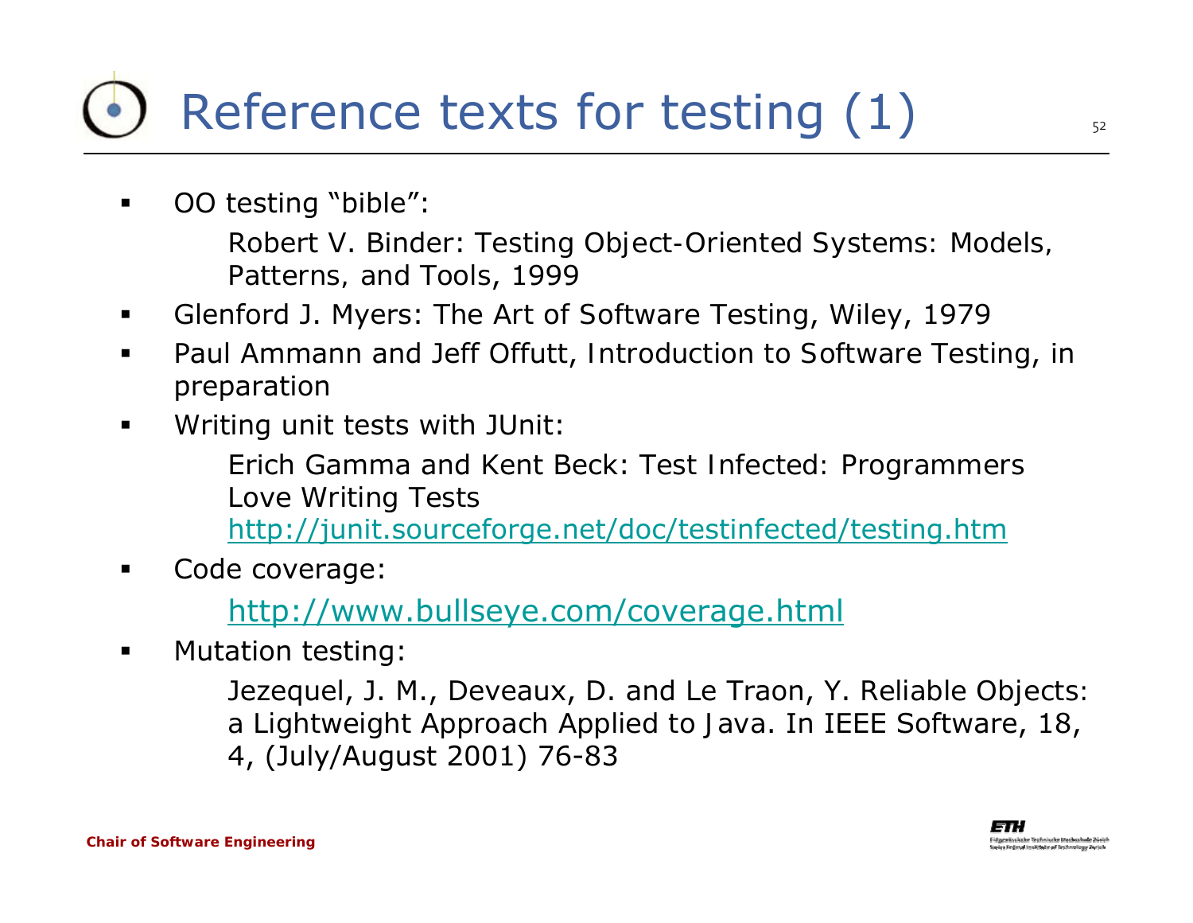# Reference texts for testing (1)

- OO testing "bible":

  Robert V. Binder: Testing Object-Oriented Systems: Models, Patterns, and Tools, 1999

- Glenford J. Myers: The Art of Software Testing, Wiley, 1979
- Paul Ammann and Jeff Offutt, Introduction to Software Testing, in preparation
- Writing unit tests with JUnit:

  Erich Gamma and Kent Beck: Test Infected: Programmers Love Writing Tests
  http://junit.sourceforge.net/doc/testinfected/testing.htm

- Code coverage:

  http://www.bullseye.com/coverage.html

- Mutation testing:

  Jezequel, J. M., Deveaux, D. and Le Traon, Y. Reliable Objects: a Lightweight Approach Applied to Java. In IEEE Software, 18, 4, (July/August 2001) 76-83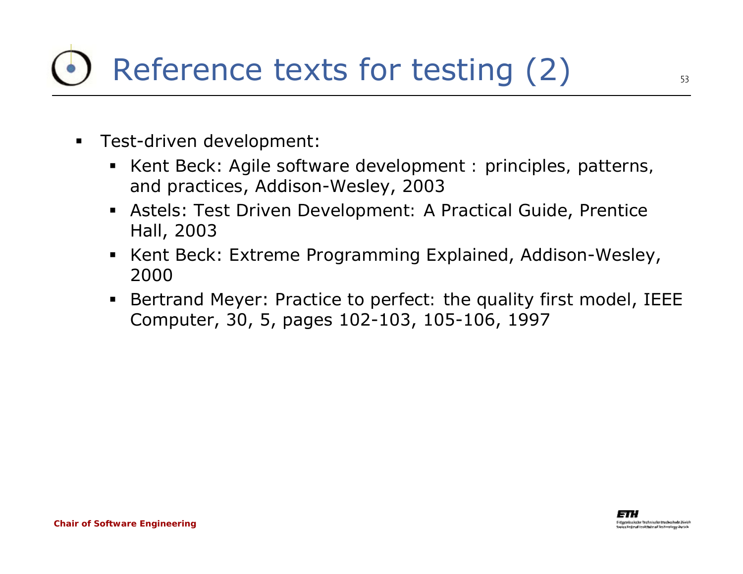# Reference texts for testing (2)

- Test-driven development:
  - Kent Beck: Agile software development : principles, patterns, and practices, Addison-Wesley, 2003
  - Astels: Test Driven Development: A Practical Guide, Prentice Hall, 2003
  - Kent Beck: Extreme Programming Explained, Addison-Wesley, 2000
  - Bertrand Meyer: Practice to perfect: the quality first model, IEEE Computer, 30, 5, pages 102-103, 105-106, 1997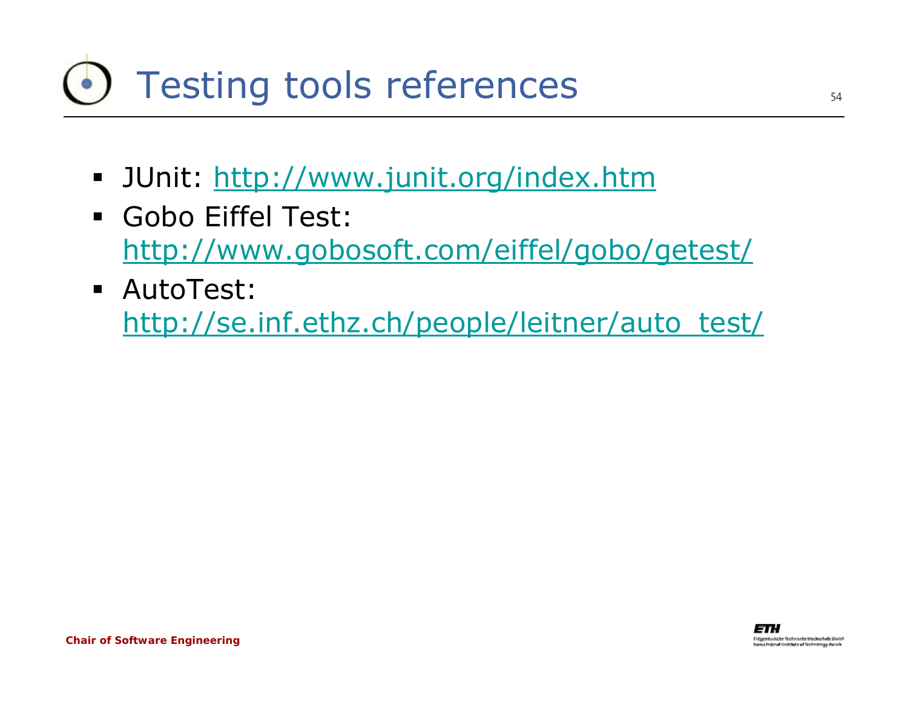# Testing tools references

- JUnit: http://www.junit.org/index.htm
- Gobo Eiffel Test: http://www.gobosoft.com/eiffel/gobo/getest/
- AutoTest: http://se.inf.ethz.ch/people/leitner/auto_test/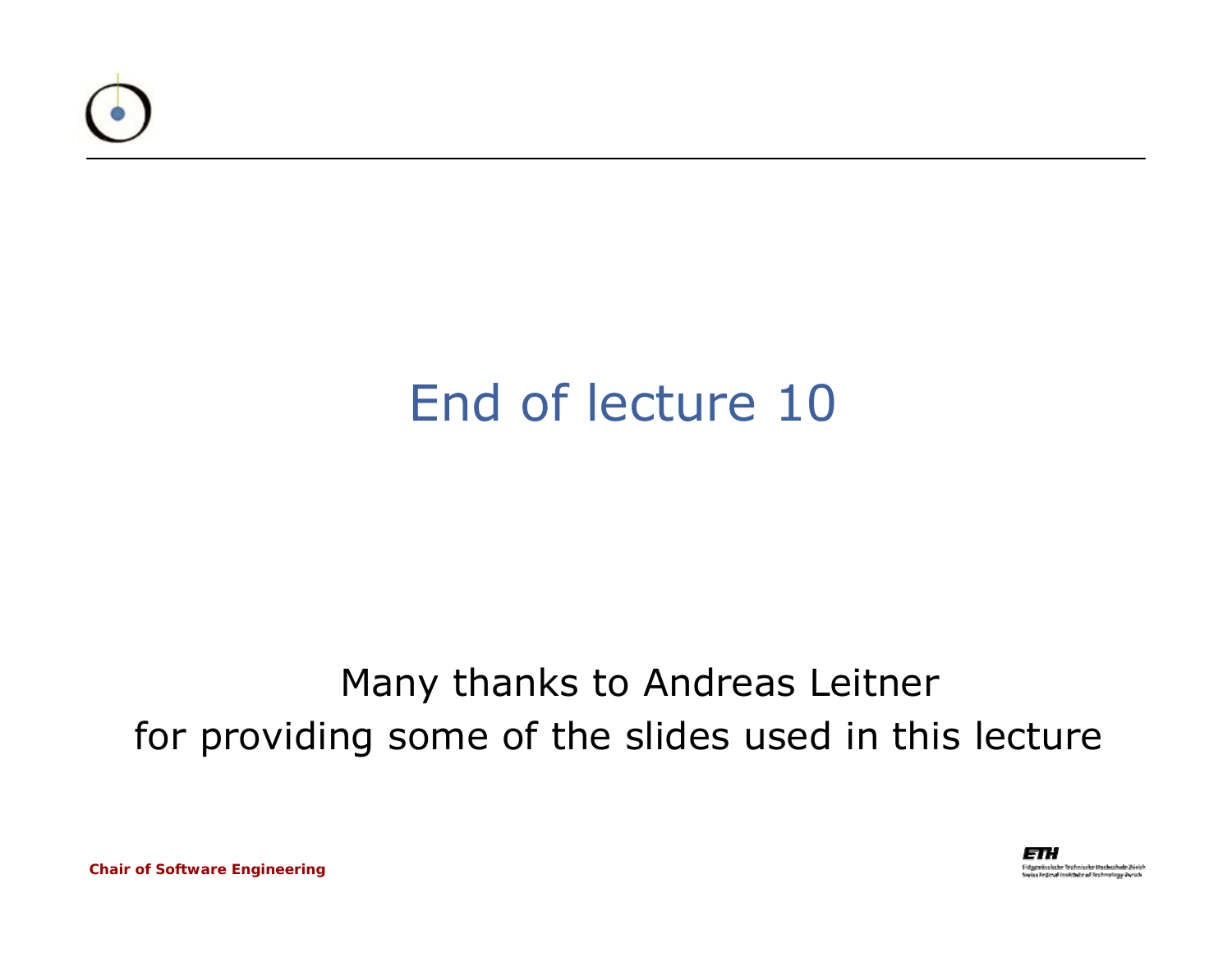# End of lecture 10

Many thanks to Andreas Leitner
for providing some of the slides used in this lecture